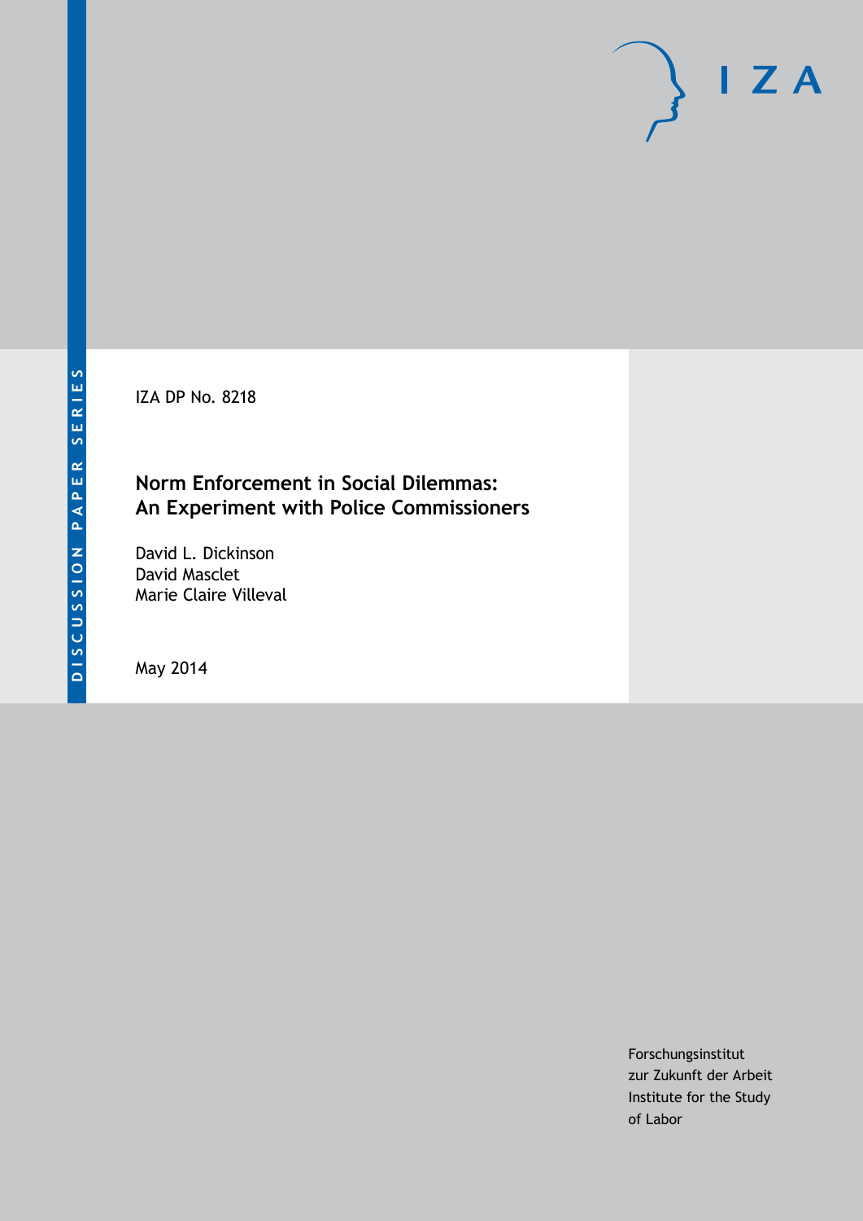DISCUSSION PAPER SERIES

IZA DP No. 8218

# Norm Enforcement in Social Dilemmas: An Experiment with Police Commissioners

David L. Dickinson
David Masclet
Marie Claire Villeval

May 2014

Forschungsinstitut
zur Zukunft der Arbeit
Institute for the Study
of Labor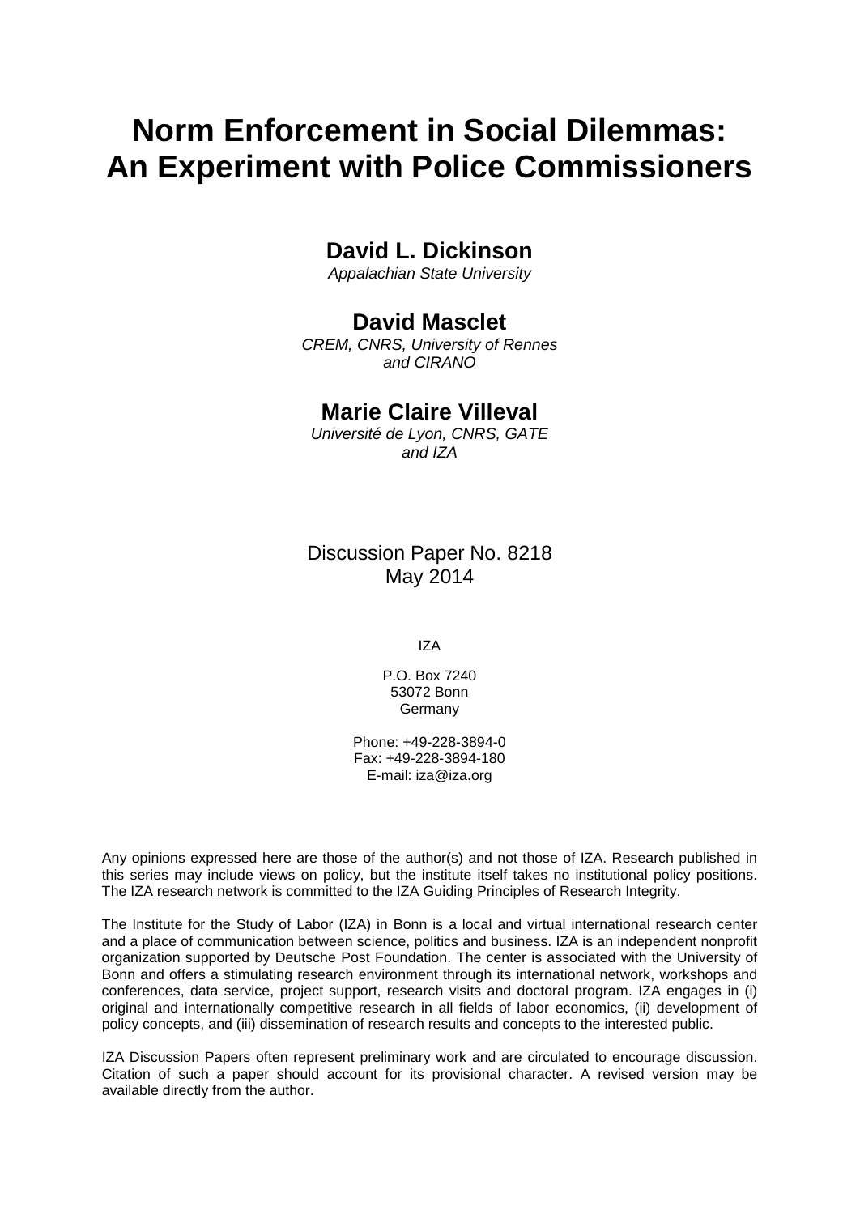# Norm Enforcement in Social Dilemmas: An Experiment with Police Commissioners

## David L. Dickinson

*Appalachian State University*

## David Masclet

*CREM, CNRS, University of Rennes and CIRANO*

## Marie Claire Villeval

*Université de Lyon, CNRS, GATE and IZA*

Discussion Paper No. 8218
May 2014

IZA

P.O. Box 7240
53072 Bonn
Germany

Phone: +49-228-3894-0
Fax: +49-228-3894-180
E-mail: iza@iza.org

Any opinions expressed here are those of the author(s) and not those of IZA. Research published in this series may include views on policy, but the institute itself takes no institutional policy positions. The IZA research network is committed to the IZA Guiding Principles of Research Integrity.

The Institute for the Study of Labor (IZA) in Bonn is a local and virtual international research center and a place of communication between science, politics and business. IZA is an independent nonprofit organization supported by Deutsche Post Foundation. The center is associated with the University of Bonn and offers a stimulating research environment through its international network, workshops and conferences, data service, project support, research visits and doctoral program. IZA engages in (i) original and internationally competitive research in all fields of labor economics, (ii) development of policy concepts, and (iii) dissemination of research results and concepts to the interested public.

IZA Discussion Papers often represent preliminary work and are circulated to encourage discussion. Citation of such a paper should account for its provisional character. A revised version may be available directly from the author.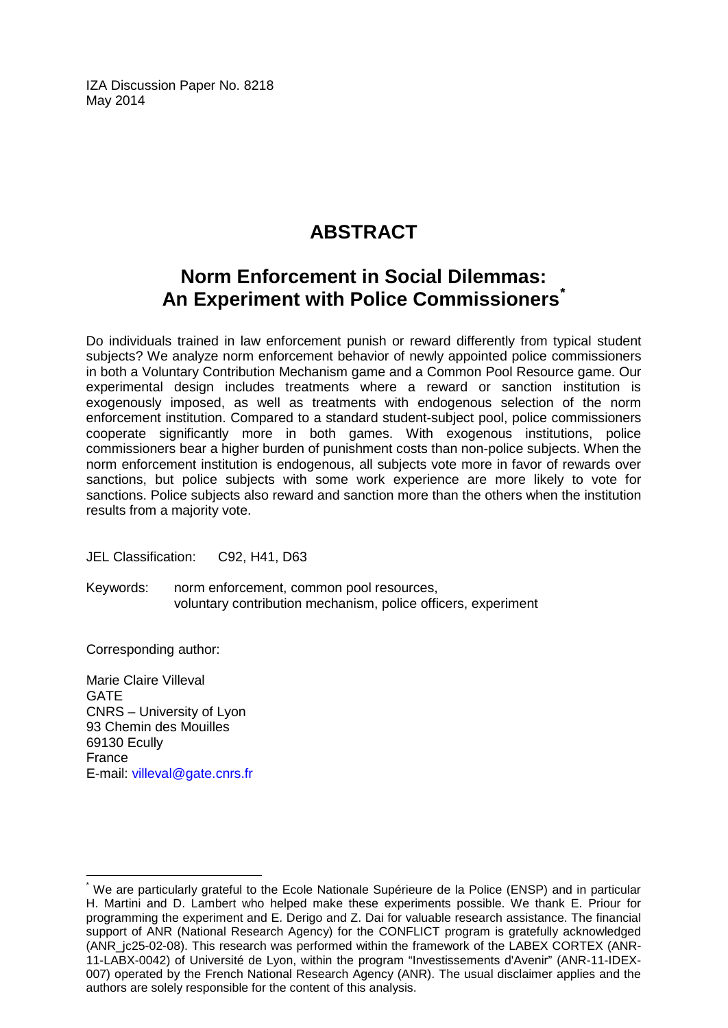IZA Discussion Paper No. 8218
May 2014

# ABSTRACT

## Norm Enforcement in Social Dilemmas: An Experiment with Police Commissioners*

Do individuals trained in law enforcement punish or reward differently from typical student subjects? We analyze norm enforcement behavior of newly appointed police commissioners in both a Voluntary Contribution Mechanism game and a Common Pool Resource game. Our experimental design includes treatments where a reward or sanction institution is exogenously imposed, as well as treatments with endogenous selection of the norm enforcement institution. Compared to a standard student-subject pool, police commissioners cooperate significantly more in both games. With exogenous institutions, police commissioners bear a higher burden of punishment costs than non-police subjects. When the norm enforcement institution is endogenous, all subjects vote more in favor of rewards over sanctions, but police subjects with some work experience are more likely to vote for sanctions. Police subjects also reward and sanction more than the others when the institution results from a majority vote.

JEL Classification: C92, H41, D63

Keywords: norm enforcement, common pool resources, voluntary contribution mechanism, police officers, experiment

Corresponding author:

Marie Claire Villeval
GATE
CNRS – University of Lyon
93 Chemin des Mouilles
69130 Ecully
France
E-mail: villeval@gate.cnrs.fr

---

* We are particularly grateful to the Ecole Nationale Supérieure de la Police (ENSP) and in particular H. Martini and D. Lambert who helped make these experiments possible. We thank E. Priour for programming the experiment and E. Derigo and Z. Dai for valuable research assistance. The financial support of ANR (National Research Agency) for the CONFLICT program is gratefully acknowledged (ANR_jc25-02-08). This research was performed within the framework of the LABEX CORTEX (ANR-11-LABX-0042) of Université de Lyon, within the program "Investissements d'Avenir" (ANR-11-IDEX-007) operated by the French National Research Agency (ANR). The usual disclaimer applies and the authors are solely responsible for the content of this analysis.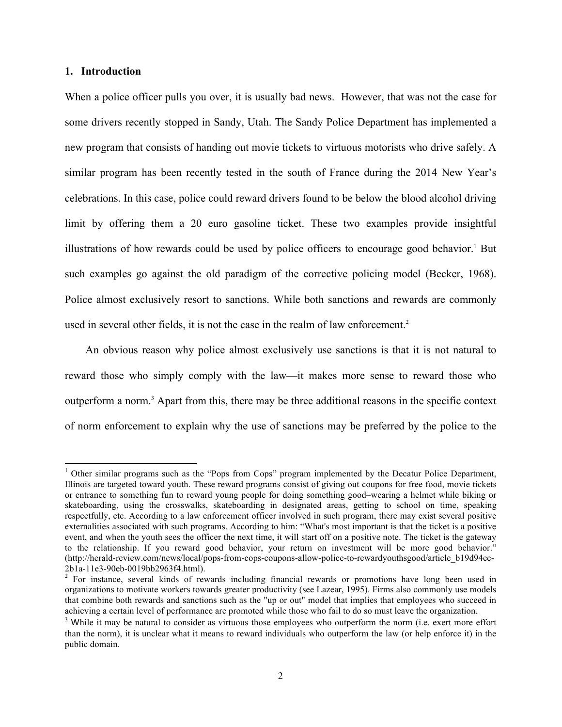## 1. Introduction

When a police officer pulls you over, it is usually bad news. However, that was not the case for some drivers recently stopped in Sandy, Utah. The Sandy Police Department has implemented a new program that consists of handing out movie tickets to virtuous motorists who drive safely. A similar program has been recently tested in the south of France during the 2014 New Year's celebrations. In this case, police could reward drivers found to be below the blood alcohol driving limit by offering them a 20 euro gasoline ticket. These two examples provide insightful illustrations of how rewards could be used by police officers to encourage good behavior.[1] But such examples go against the old paradigm of the corrective policing model (Becker, 1968). Police almost exclusively resort to sanctions. While both sanctions and rewards are commonly used in several other fields, it is not the case in the realm of law enforcement.[2]

An obvious reason why police almost exclusively use sanctions is that it is not natural to reward those who simply comply with the law—it makes more sense to reward those who outperform a norm.[3] Apart from this, there may be three additional reasons in the specific context of norm enforcement to explain why the use of sanctions may be preferred by the police to the

---

[1] Other similar programs such as the "Pops from Cops" program implemented by the Decatur Police Department, Illinois are targeted toward youth. These reward programs consist of giving out coupons for free food, movie tickets or entrance to something fun to reward young people for doing something good–wearing a helmet while biking or skateboarding, using the crosswalks, skateboarding in designated areas, getting to school on time, speaking respectfully, etc. According to a law enforcement officer involved in such program, there may exist several positive externalities associated with such programs. According to him: "What's most important is that the ticket is a positive event, and when the youth sees the officer the next time, it will start off on a positive note. The ticket is the gateway to the relationship. If you reward good behavior, your return on investment will be more good behavior." (http://herald-review.com/news/local/pops-from-cops-coupons-allow-police-to-rewardyouthsgood/article_b19d94ec-2b1a-11e3-90eb-0019bb2963f4.html).

[2] For instance, several kinds of rewards including financial rewards or promotions have long been used in organizations to motivate workers towards greater productivity (see Lazear, 1995). Firms also commonly use models that combine both rewards and sanctions such as the "up or out" model that implies that employees who succeed in achieving a certain level of performance are promoted while those who fail to do so must leave the organization.

[3] While it may be natural to consider as virtuous those employees who outperform the norm (i.e. exert more effort than the norm), it is unclear what it means to reward individuals who outperform the law (or help enforce it) in the public domain.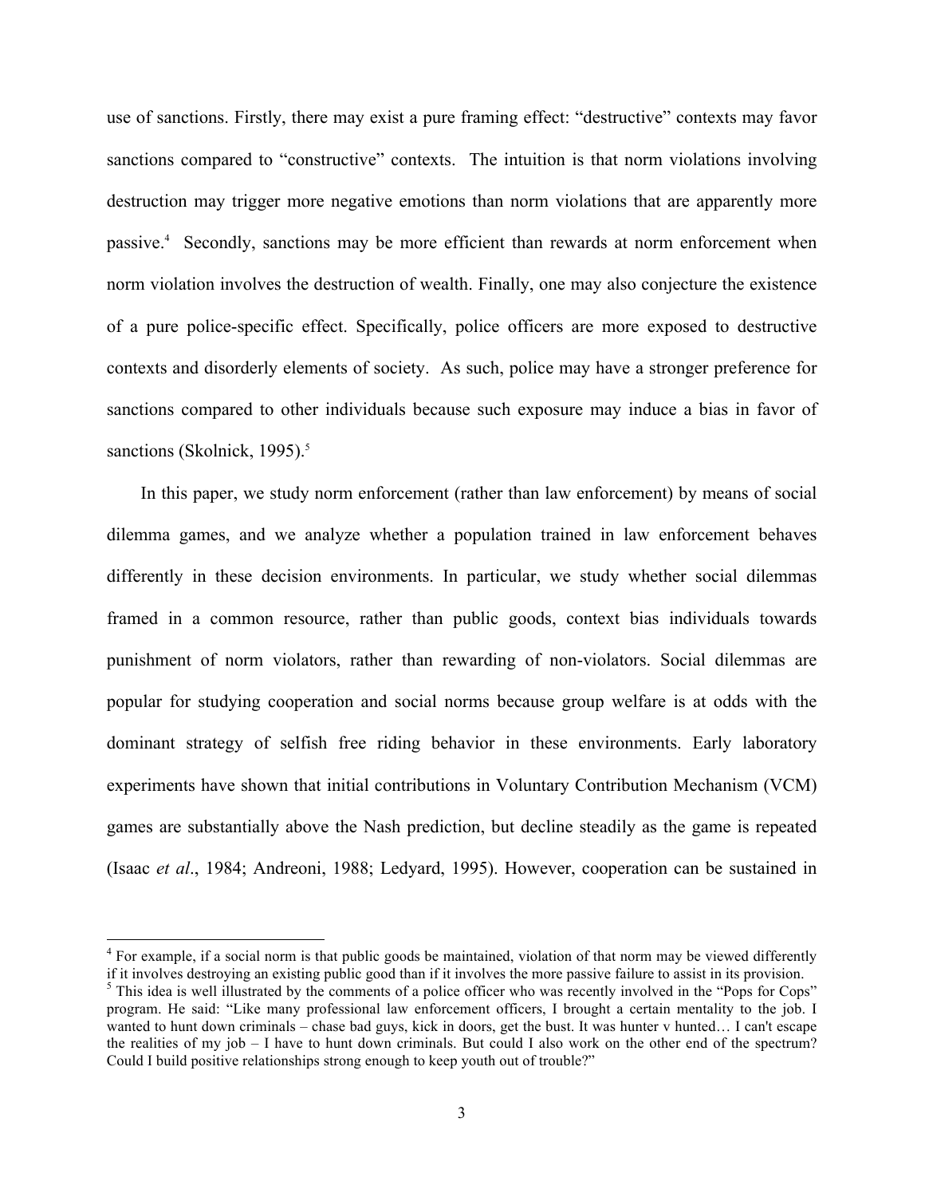use of sanctions. Firstly, there may exist a pure framing effect: "destructive" contexts may favor sanctions compared to "constructive" contexts. The intuition is that norm violations involving destruction may trigger more negative emotions than norm violations that are apparently more passive.[4] Secondly, sanctions may be more efficient than rewards at norm enforcement when norm violation involves the destruction of wealth. Finally, one may also conjecture the existence of a pure police-specific effect. Specifically, police officers are more exposed to destructive contexts and disorderly elements of society. As such, police may have a stronger preference for sanctions compared to other individuals because such exposure may induce a bias in favor of sanctions (Skolnick, 1995).[5]

In this paper, we study norm enforcement (rather than law enforcement) by means of social dilemma games, and we analyze whether a population trained in law enforcement behaves differently in these decision environments. In particular, we study whether social dilemmas framed in a common resource, rather than public goods, context bias individuals towards punishment of norm violators, rather than rewarding of non-violators. Social dilemmas are popular for studying cooperation and social norms because group welfare is at odds with the dominant strategy of selfish free riding behavior in these environments. Early laboratory experiments have shown that initial contributions in Voluntary Contribution Mechanism (VCM) games are substantially above the Nash prediction, but decline steadily as the game is repeated (Isaac *et al*., 1984; Andreoni, 1988; Ledyard, 1995). However, cooperation can be sustained in

[4] For example, if a social norm is that public goods be maintained, violation of that norm may be viewed differently if it involves destroying an existing public good than if it involves the more passive failure to assist in its provision.

[5] This idea is well illustrated by the comments of a police officer who was recently involved in the "Pops for Cops" program. He said: "Like many professional law enforcement officers, I brought a certain mentality to the job. I wanted to hunt down criminals – chase bad guys, kick in doors, get the bust. It was hunter v hunted… I can't escape the realities of my job – I have to hunt down criminals. But could I also work on the other end of the spectrum? Could I build positive relationships strong enough to keep youth out of trouble?"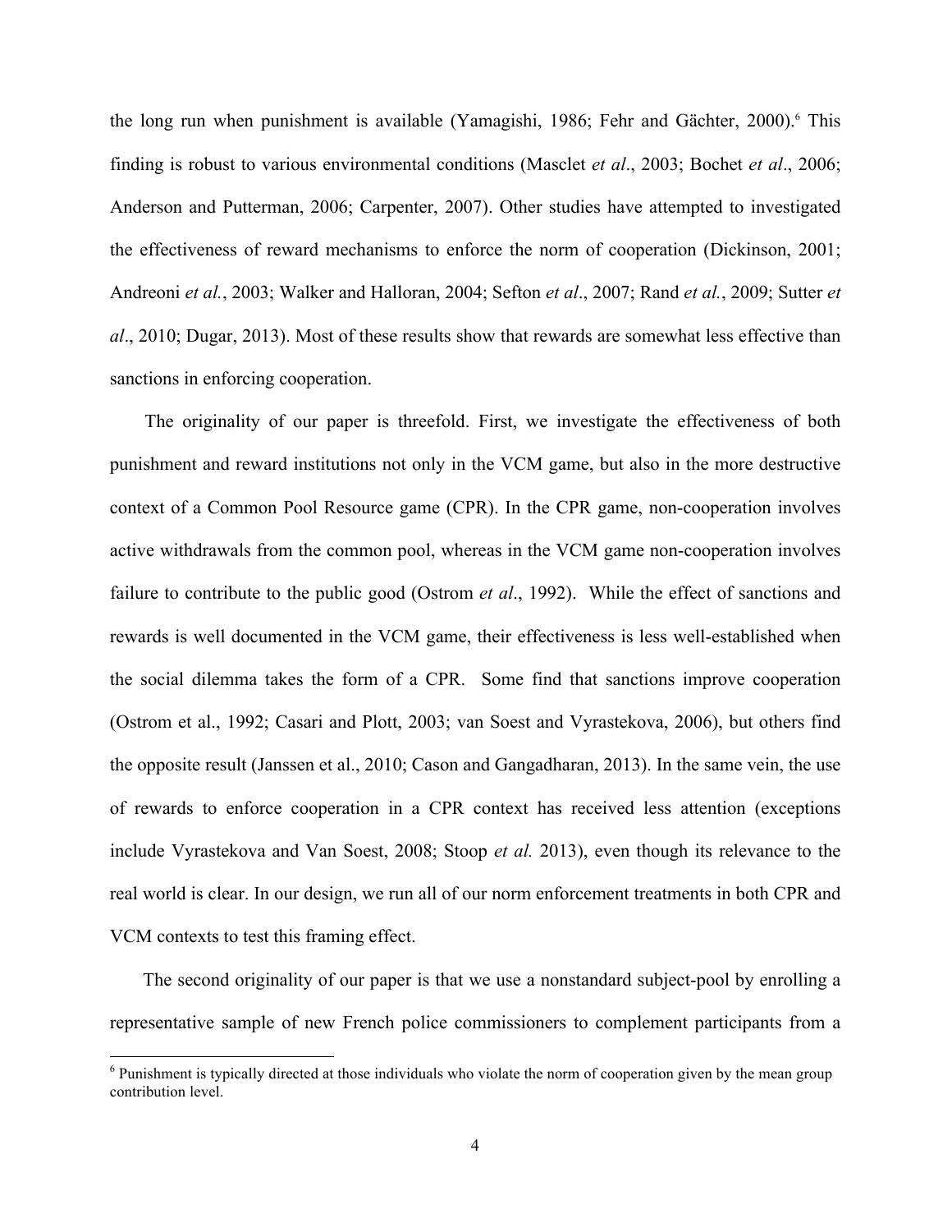the long run when punishment is available (Yamagishi, 1986; Fehr and Gächter, 2000).[6] This finding is robust to various environmental conditions (Masclet *et al*., 2003; Bochet *et al*., 2006; Anderson and Putterman, 2006; Carpenter, 2007). Other studies have attempted to investigated the effectiveness of reward mechanisms to enforce the norm of cooperation (Dickinson, 2001; Andreoni *et al.*, 2003; Walker and Halloran, 2004; Sefton *et al*., 2007; Rand *et al.*, 2009; Sutter *et al*., 2010; Dugar, 2013). Most of these results show that rewards are somewhat less effective than sanctions in enforcing cooperation.

The originality of our paper is threefold. First, we investigate the effectiveness of both punishment and reward institutions not only in the VCM game, but also in the more destructive context of a Common Pool Resource game (CPR). In the CPR game, non-cooperation involves active withdrawals from the common pool, whereas in the VCM game non-cooperation involves failure to contribute to the public good (Ostrom *et al*., 1992). While the effect of sanctions and rewards is well documented in the VCM game, their effectiveness is less well-established when the social dilemma takes the form of a CPR. Some find that sanctions improve cooperation (Ostrom et al., 1992; Casari and Plott, 2003; van Soest and Vyrastekova, 2006), but others find the opposite result (Janssen et al., 2010; Cason and Gangadharan, 2013). In the same vein, the use of rewards to enforce cooperation in a CPR context has received less attention (exceptions include Vyrastekova and Van Soest, 2008; Stoop *et al.* 2013), even though its relevance to the real world is clear. In our design, we run all of our norm enforcement treatments in both CPR and VCM contexts to test this framing effect.

The second originality of our paper is that we use a nonstandard subject-pool by enrolling a representative sample of new French police commissioners to complement participants from a

[6] Punishment is typically directed at those individuals who violate the norm of cooperation given by the mean group contribution level.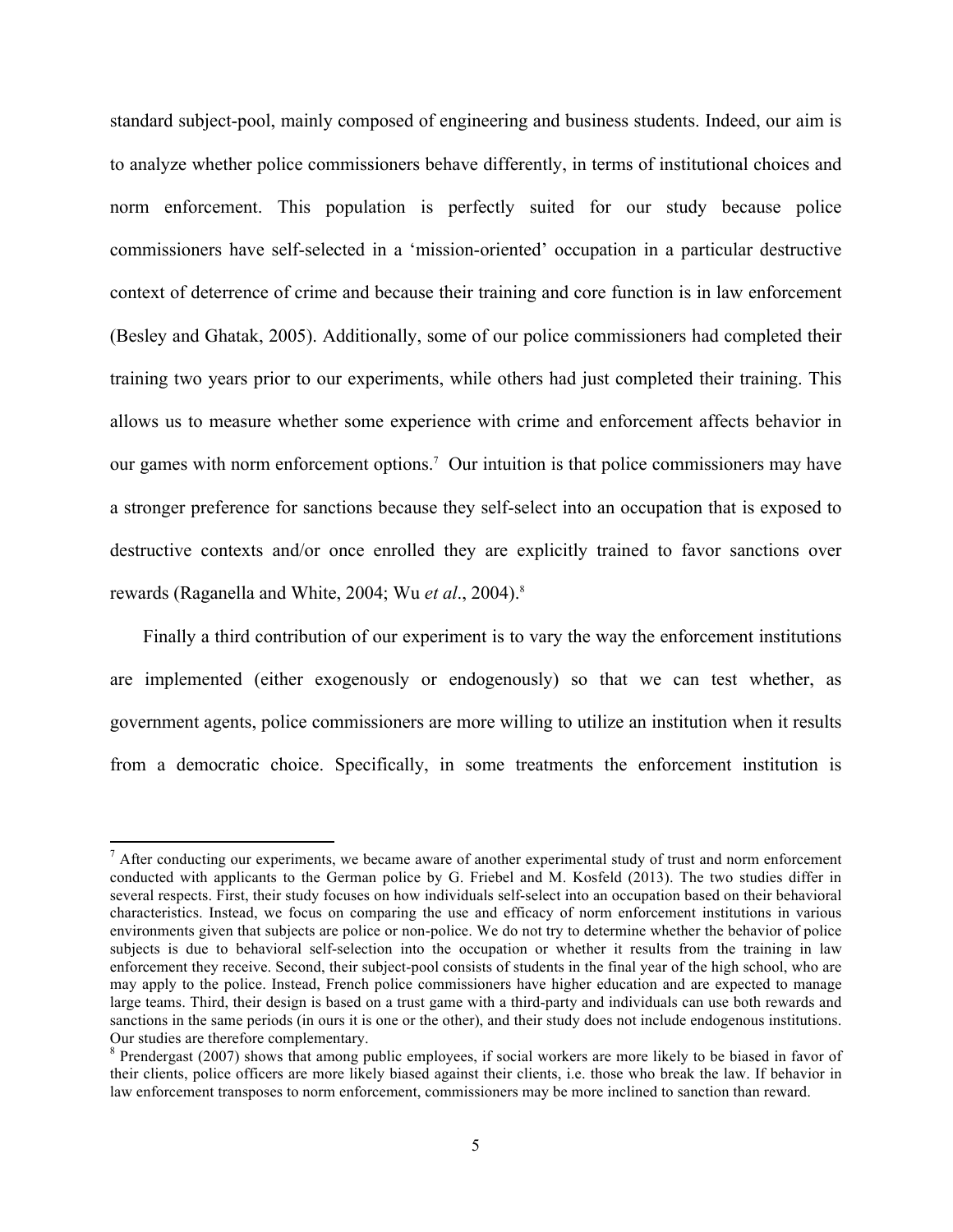standard subject-pool, mainly composed of engineering and business students. Indeed, our aim is to analyze whether police commissioners behave differently, in terms of institutional choices and norm enforcement. This population is perfectly suited for our study because police commissioners have self-selected in a 'mission-oriented' occupation in a particular destructive context of deterrence of crime and because their training and core function is in law enforcement (Besley and Ghatak, 2005). Additionally, some of our police commissioners had completed their training two years prior to our experiments, while others had just completed their training. This allows us to measure whether some experience with crime and enforcement affects behavior in our games with norm enforcement options.[7] Our intuition is that police commissioners may have a stronger preference for sanctions because they self-select into an occupation that is exposed to destructive contexts and/or once enrolled they are explicitly trained to favor sanctions over rewards (Raganella and White, 2004; Wu *et al*., 2004).[8]

Finally a third contribution of our experiment is to vary the way the enforcement institutions are implemented (either exogenously or endogenously) so that we can test whether, as government agents, police commissioners are more willing to utilize an institution when it results from a democratic choice. Specifically, in some treatments the enforcement institution is

[7] After conducting our experiments, we became aware of another experimental study of trust and norm enforcement conducted with applicants to the German police by G. Friebel and M. Kosfeld (2013). The two studies differ in several respects. First, their study focuses on how individuals self-select into an occupation based on their behavioral characteristics. Instead, we focus on comparing the use and efficacy of norm enforcement institutions in various environments given that subjects are police or non-police. We do not try to determine whether the behavior of police subjects is due to behavioral self-selection into the occupation or whether it results from the training in law enforcement they receive. Second, their subject-pool consists of students in the final year of the high school, who are may apply to the police. Instead, French police commissioners have higher education and are expected to manage large teams. Third, their design is based on a trust game with a third-party and individuals can use both rewards and sanctions in the same periods (in ours it is one or the other), and their study does not include endogenous institutions. Our studies are therefore complementary.

[8] Prendergast (2007) shows that among public employees, if social workers are more likely to be biased in favor of their clients, police officers are more likely biased against their clients, i.e. those who break the law. If behavior in law enforcement transposes to norm enforcement, commissioners may be more inclined to sanction than reward.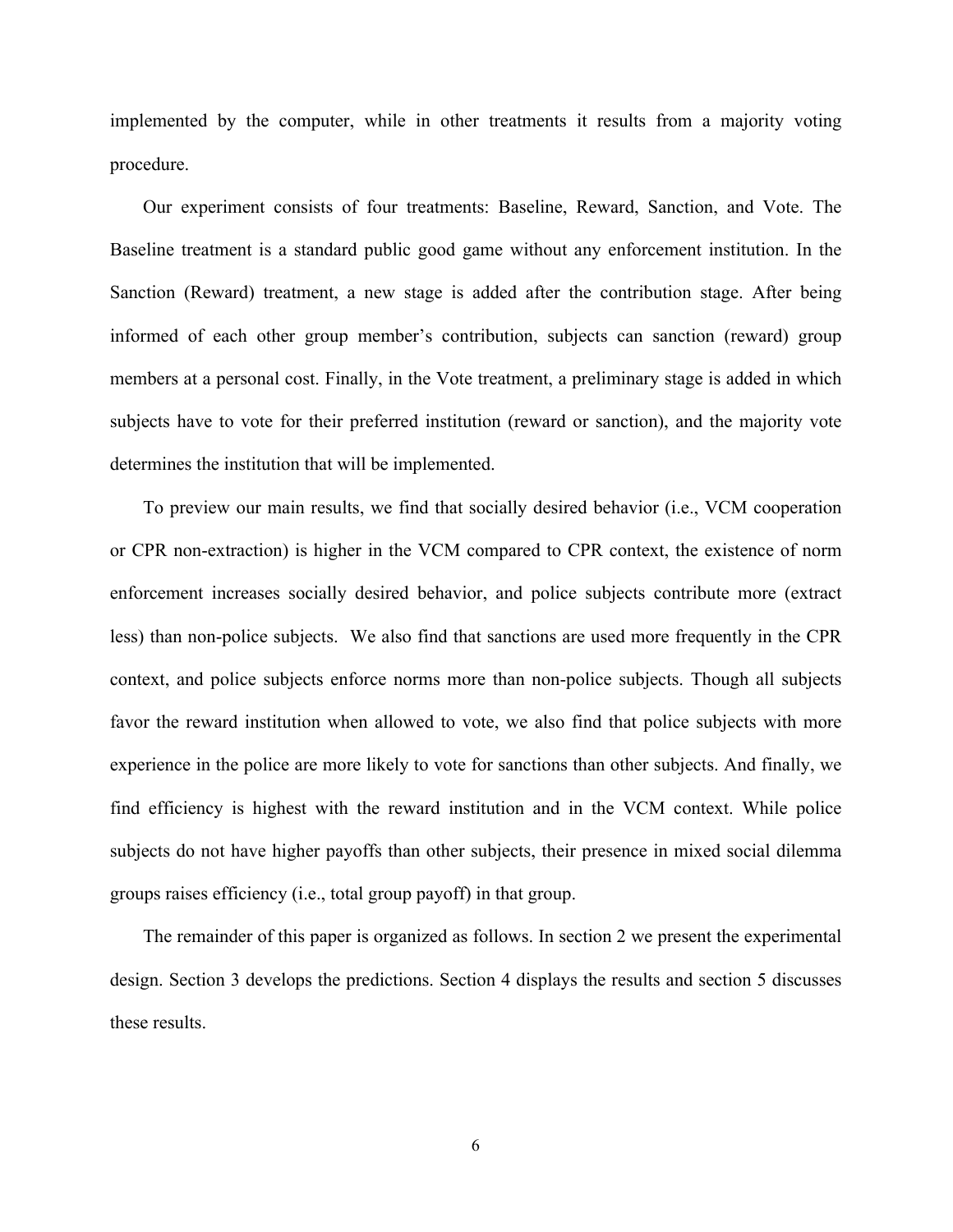implemented by the computer, while in other treatments it results from a majority voting procedure.

Our experiment consists of four treatments: Baseline, Reward, Sanction, and Vote. The Baseline treatment is a standard public good game without any enforcement institution. In the Sanction (Reward) treatment, a new stage is added after the contribution stage. After being informed of each other group member's contribution, subjects can sanction (reward) group members at a personal cost. Finally, in the Vote treatment, a preliminary stage is added in which subjects have to vote for their preferred institution (reward or sanction), and the majority vote determines the institution that will be implemented.

To preview our main results, we find that socially desired behavior (i.e., VCM cooperation or CPR non-extraction) is higher in the VCM compared to CPR context, the existence of norm enforcement increases socially desired behavior, and police subjects contribute more (extract less) than non-police subjects. We also find that sanctions are used more frequently in the CPR context, and police subjects enforce norms more than non-police subjects. Though all subjects favor the reward institution when allowed to vote, we also find that police subjects with more experience in the police are more likely to vote for sanctions than other subjects. And finally, we find efficiency is highest with the reward institution and in the VCM context. While police subjects do not have higher payoffs than other subjects, their presence in mixed social dilemma groups raises efficiency (i.e., total group payoff) in that group.

The remainder of this paper is organized as follows. In section 2 we present the experimental design. Section 3 develops the predictions. Section 4 displays the results and section 5 discusses these results.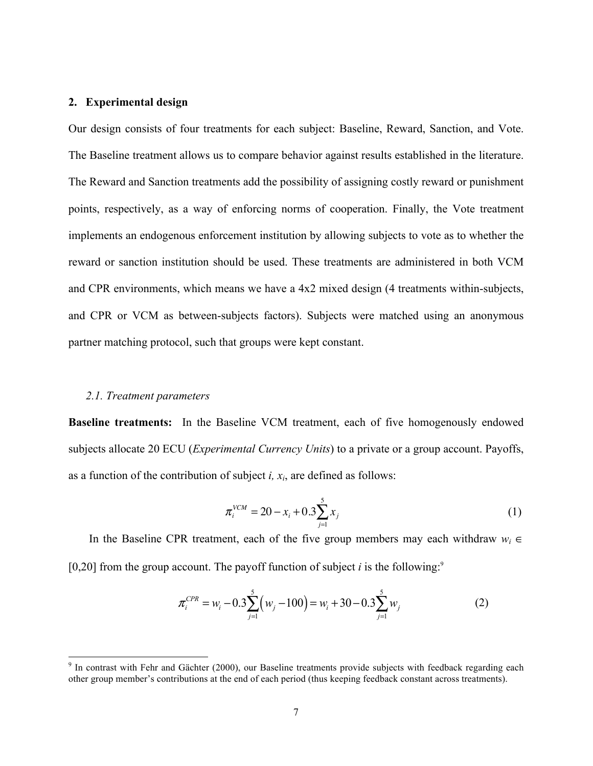## 2. Experimental design

Our design consists of four treatments for each subject: Baseline, Reward, Sanction, and Vote. The Baseline treatment allows us to compare behavior against results established in the literature. The Reward and Sanction treatments add the possibility of assigning costly reward or punishment points, respectively, as a way of enforcing norms of cooperation. Finally, the Vote treatment implements an endogenous enforcement institution by allowing subjects to vote as to whether the reward or sanction institution should be used. These treatments are administered in both VCM and CPR environments, which means we have a 4x2 mixed design (4 treatments within-subjects, and CPR or VCM as between-subjects factors). Subjects were matched using an anonymous partner matching protocol, such that groups were kept constant.

### *2.1. Treatment parameters*

**Baseline treatments:** In the Baseline VCM treatment, each of five homogenously endowed subjects allocate 20 ECU (*Experimental Currency Units*) to a private or a group account. Payoffs, as a function of the contribution of subject *i*, $x_i$, are defined as follows:

$$\pi_i^{VCM} = 20 - x_i + 0.3\sum_{j=1}^{5} x_j \tag{1}$$

In the Baseline CPR treatment, each of the five group members may each withdraw $w_i \in [0,20]$ from the group account. The payoff function of subject *i* is the following:[9]

$$\pi_i^{CPR} = w_i - 0.3\sum_{j=1}^{5}\left(w_j - 100\right) = w_i + 30 - 0.3\sum_{j=1}^{5} w_j \tag{2}$$

[9] In contrast with Fehr and Gächter (2000), our Baseline treatments provide subjects with feedback regarding each other group member's contributions at the end of each period (thus keeping feedback constant across treatments).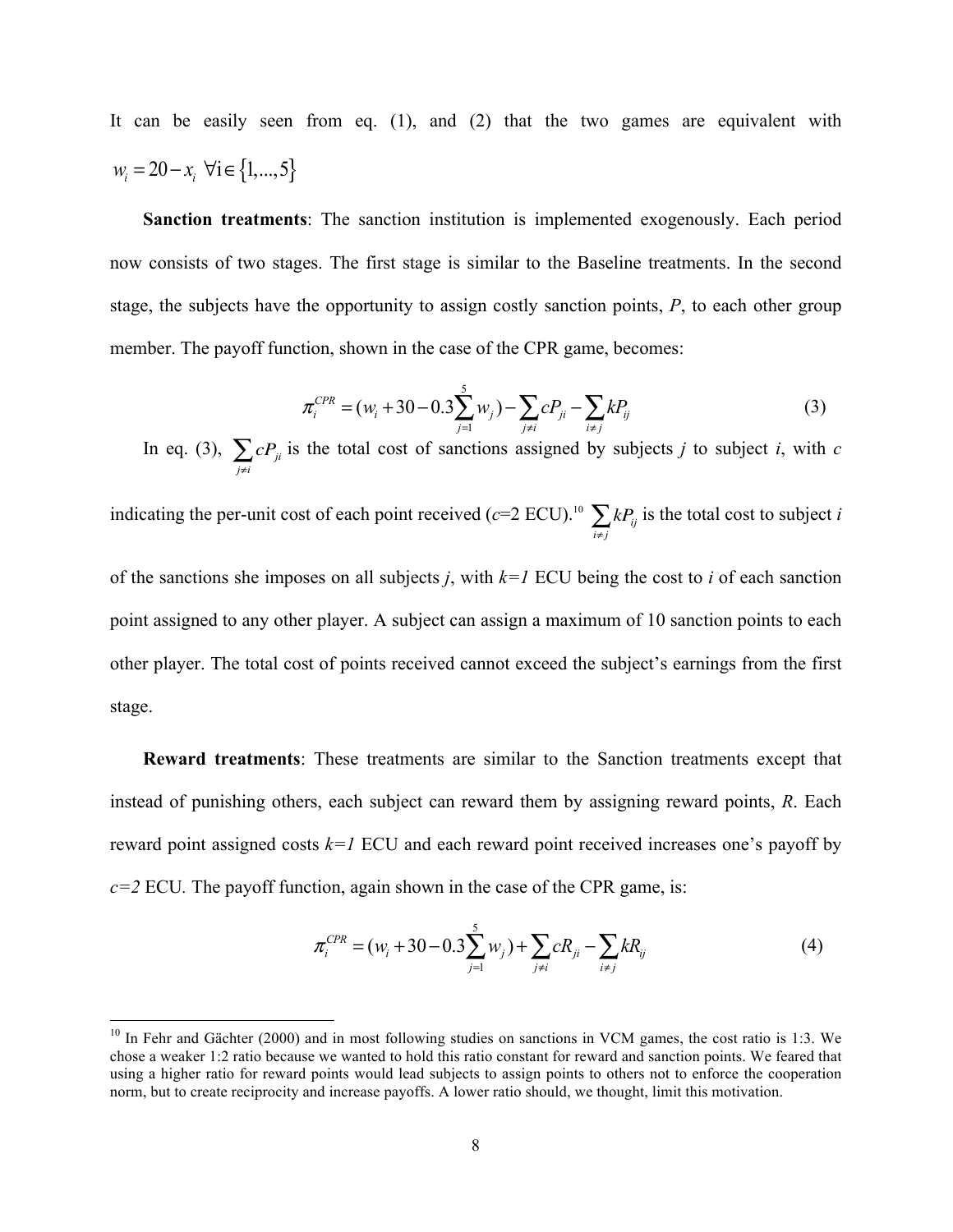It can be easily seen from eq. (1), and (2) that the two games are equivalent with $w_i = 20 - x_i \;\; \forall \text{i} \in \{1,...,5\}$

**Sanction treatments**: The sanction institution is implemented exogenously. Each period now consists of two stages. The first stage is similar to the Baseline treatments. In the second stage, the subjects have the opportunity to assign costly sanction points, *P*, to each other group member. The payoff function, shown in the case of the CPR game, becomes:

$$\pi_i^{CPR} = (w_i + 30 - 0.3\sum_{j=1}^{5} w_j) - \sum_{j \neq i} cP_{ji} - \sum_{i \neq j} kP_{ij} \tag{3}$$

In eq. (3), $\sum_{j \neq i} cP_{ji}$ is the total cost of sanctions assigned by subjects *j* to subject *i*, with *c* indicating the per-unit cost of each point received (*c*=2 ECU).[10] $\sum_{i \neq j} kP_{ij}$ is the total cost to subject *i* of the sanctions she imposes on all subjects *j*, with *k=1* ECU being the cost to *i* of each sanction point assigned to any other player. A subject can assign a maximum of 10 sanction points to each other player. The total cost of points received cannot exceed the subject's earnings from the first stage.

**Reward treatments**: These treatments are similar to the Sanction treatments except that instead of punishing others, each subject can reward them by assigning reward points, *R*. Each reward point assigned costs *k=1* ECU and each reward point received increases one's payoff by *c=2* ECU. The payoff function, again shown in the case of the CPR game, is:

$$\pi_i^{CPR} = (w_i + 30 - 0.3\sum_{j=1}^{5} w_j) + \sum_{j \neq i} cR_{ji} - \sum_{i \neq j} kR_{ij} \tag{4}$$

[10] In Fehr and Gächter (2000) and in most following studies on sanctions in VCM games, the cost ratio is 1:3. We chose a weaker 1:2 ratio because we wanted to hold this ratio constant for reward and sanction points. We feared that using a higher ratio for reward points would lead subjects to assign points to others not to enforce the cooperation norm, but to create reciprocity and increase payoffs. A lower ratio should, we thought, limit this motivation.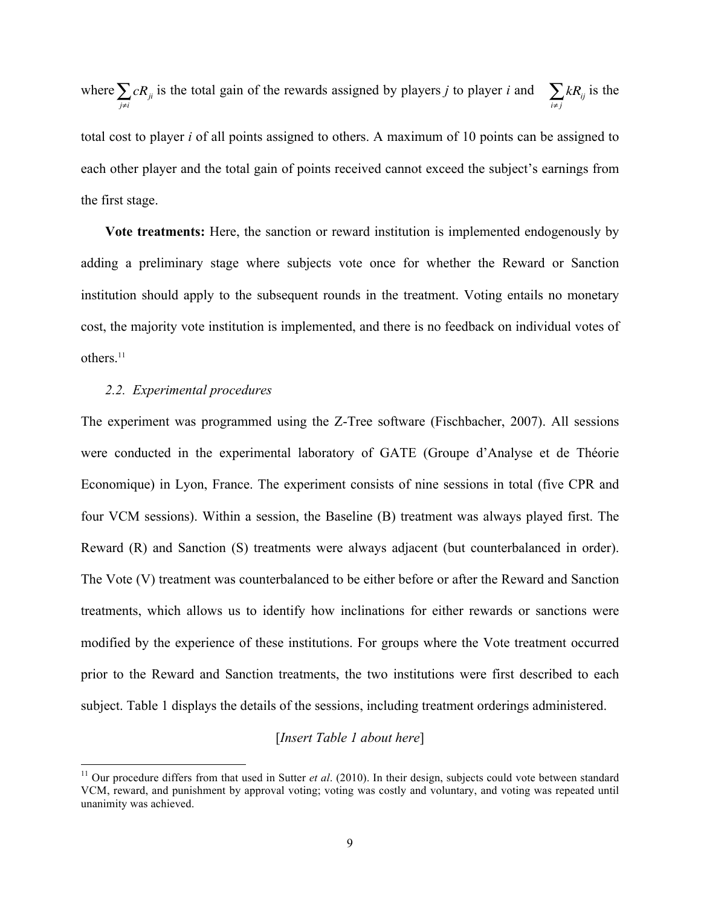where $\sum_{j \neq i} cR_{ji}$ is the total gain of the rewards assigned by players *j* to player *i* and $\sum_{i \neq j} kR_{ij}$ is the total cost to player *i* of all points assigned to others. A maximum of 10 points can be assigned to each other player and the total gain of points received cannot exceed the subject's earnings from the first stage.

**Vote treatments:** Here, the sanction or reward institution is implemented endogenously by adding a preliminary stage where subjects vote once for whether the Reward or Sanction institution should apply to the subsequent rounds in the treatment. Voting entails no monetary cost, the majority vote institution is implemented, and there is no feedback on individual votes of others.[11]

### *2.2. Experimental procedures*

The experiment was programmed using the Z-Tree software (Fischbacher, 2007). All sessions were conducted in the experimental laboratory of GATE (Groupe d'Analyse et de Théorie Economique) in Lyon, France. The experiment consists of nine sessions in total (five CPR and four VCM sessions). Within a session, the Baseline (B) treatment was always played first. The Reward (R) and Sanction (S) treatments were always adjacent (but counterbalanced in order). The Vote (V) treatment was counterbalanced to be either before or after the Reward and Sanction treatments, which allows us to identify how inclinations for either rewards or sanctions were modified by the experience of these institutions. For groups where the Vote treatment occurred prior to the Reward and Sanction treatments, the two institutions were first described to each subject. Table 1 displays the details of the sessions, including treatment orderings administered.

[*Insert Table 1 about here*]

[11] Our procedure differs from that used in Sutter *et al*. (2010). In their design, subjects could vote between standard VCM, reward, and punishment by approval voting; voting was costly and voluntary, and voting was repeated until unanimity was achieved.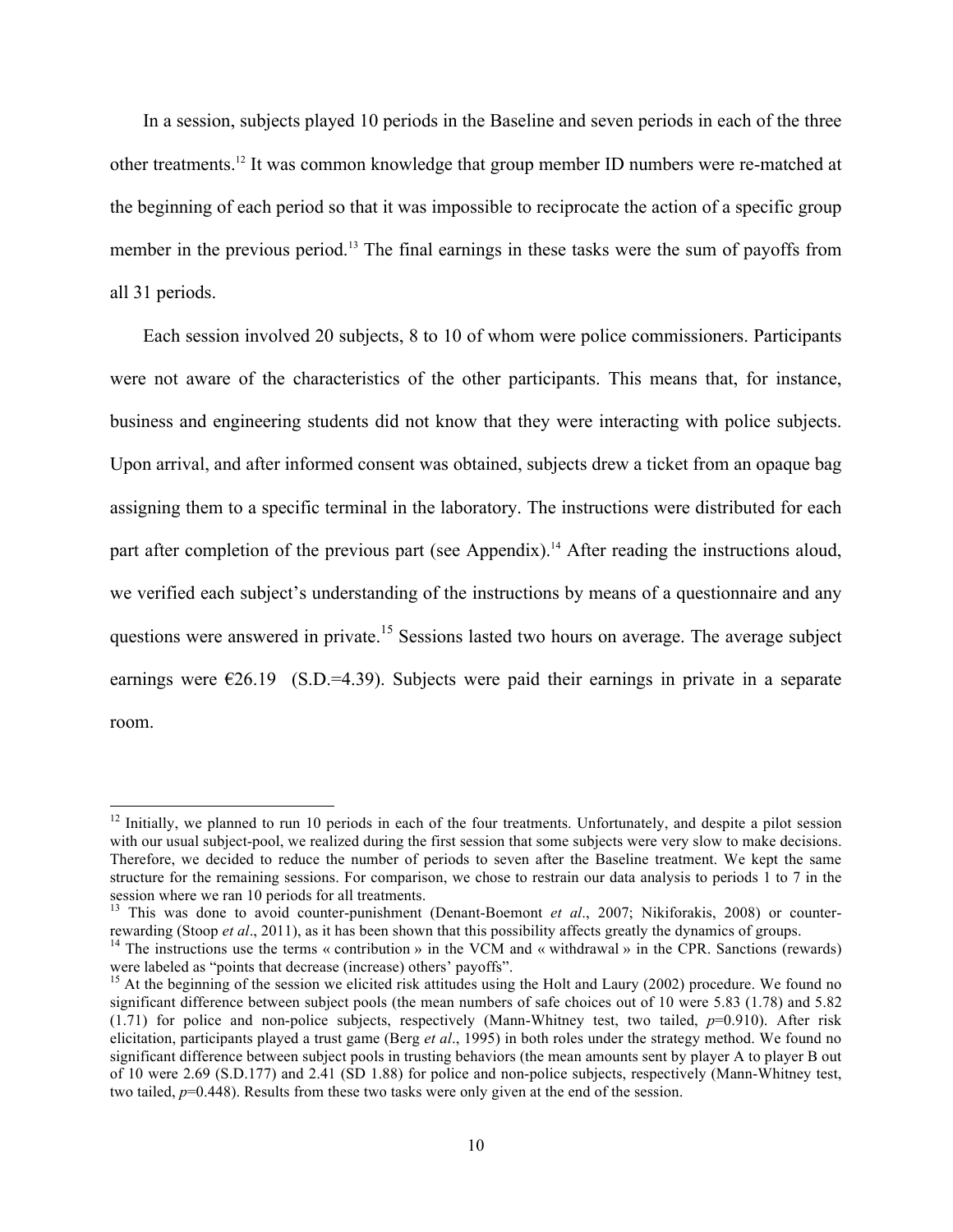In a session, subjects played 10 periods in the Baseline and seven periods in each of the three other treatments.[12] It was common knowledge that group member ID numbers were re-matched at the beginning of each period so that it was impossible to reciprocate the action of a specific group member in the previous period.[13] The final earnings in these tasks were the sum of payoffs from all 31 periods.

Each session involved 20 subjects, 8 to 10 of whom were police commissioners. Participants were not aware of the characteristics of the other participants. This means that, for instance, business and engineering students did not know that they were interacting with police subjects. Upon arrival, and after informed consent was obtained, subjects drew a ticket from an opaque bag assigning them to a specific terminal in the laboratory. The instructions were distributed for each part after completion of the previous part (see Appendix).[14] After reading the instructions aloud, we verified each subject's understanding of the instructions by means of a questionnaire and any questions were answered in private.[15] Sessions lasted two hours on average. The average subject earnings were €26.19 (S.D.=4.39). Subjects were paid their earnings in private in a separate room.

---

[12] Initially, we planned to run 10 periods in each of the four treatments. Unfortunately, and despite a pilot session with our usual subject-pool, we realized during the first session that some subjects were very slow to make decisions. Therefore, we decided to reduce the number of periods to seven after the Baseline treatment. We kept the same structure for the remaining sessions. For comparison, we chose to restrain our data analysis to periods 1 to 7 in the session where we ran 10 periods for all treatments.

[13] This was done to avoid counter-punishment (Denant-Boemont *et al*., 2007; Nikiforakis, 2008) or counter-rewarding (Stoop *et al*., 2011), as it has been shown that this possibility affects greatly the dynamics of groups.

[14] The instructions use the terms « contribution » in the VCM and « withdrawal » in the CPR. Sanctions (rewards) were labeled as "points that decrease (increase) others' payoffs".

[15] At the beginning of the session we elicited risk attitudes using the Holt and Laury (2002) procedure. We found no significant difference between subject pools (the mean numbers of safe choices out of 10 were 5.83 (1.78) and 5.82 (1.71) for police and non-police subjects, respectively (Mann-Whitney test, two tailed, $p$=0.910). After risk elicitation, participants played a trust game (Berg *et al*., 1995) in both roles under the strategy method. We found no significant difference between subject pools in trusting behaviors (the mean amounts sent by player A to player B out of 10 were 2.69 (S.D.177) and 2.41 (SD 1.88) for police and non-police subjects, respectively (Mann-Whitney test, two tailed, $p$=0.448). Results from these two tasks were only given at the end of the session.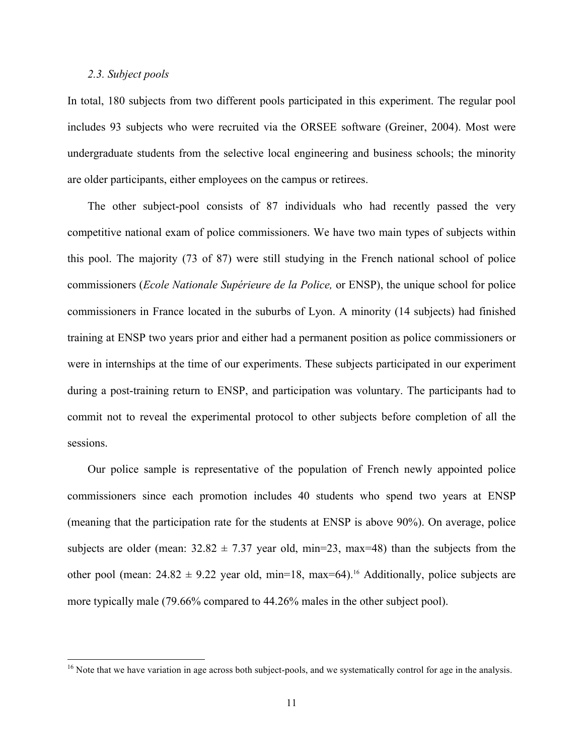### *2.3. Subject pools*

In total, 180 subjects from two different pools participated in this experiment. The regular pool includes 93 subjects who were recruited via the ORSEE software (Greiner, 2004). Most were undergraduate students from the selective local engineering and business schools; the minority are older participants, either employees on the campus or retirees.

The other subject-pool consists of 87 individuals who had recently passed the very competitive national exam of police commissioners. We have two main types of subjects within this pool. The majority (73 of 87) were still studying in the French national school of police commissioners (*Ecole Nationale Supérieure de la Police,* or ENSP), the unique school for police commissioners in France located in the suburbs of Lyon. A minority (14 subjects) had finished training at ENSP two years prior and either had a permanent position as police commissioners or were in internships at the time of our experiments. These subjects participated in our experiment during a post-training return to ENSP, and participation was voluntary. The participants had to commit not to reveal the experimental protocol to other subjects before completion of all the sessions.

Our police sample is representative of the population of French newly appointed police commissioners since each promotion includes 40 students who spend two years at ENSP (meaning that the participation rate for the students at ENSP is above 90%). On average, police subjects are older (mean: $32.82 \pm 7.37$ year old, min=23, max=48) than the subjects from the other pool (mean: $24.82 \pm 9.22$ year old, min=18, max=64).[16] Additionally, police subjects are more typically male (79.66% compared to 44.26% males in the other subject pool).

[16] Note that we have variation in age across both subject-pools, and we systematically control for age in the analysis.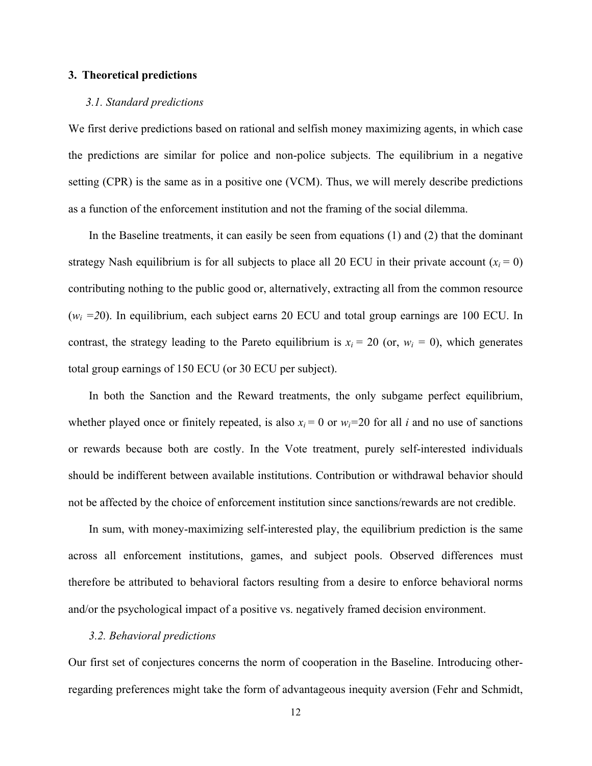## 3. Theoretical predictions

### *3.1. Standard predictions*

We first derive predictions based on rational and selfish money maximizing agents, in which case the predictions are similar for police and non-police subjects. The equilibrium in a negative setting (CPR) is the same as in a positive one (VCM). Thus, we will merely describe predictions as a function of the enforcement institution and not the framing of the social dilemma.

In the Baseline treatments, it can easily be seen from equations (1) and (2) that the dominant strategy Nash equilibrium is for all subjects to place all 20 ECU in their private account ($x_i = 0$) contributing nothing to the public good or, alternatively, extracting all from the common resource ($w_i = 20$). In equilibrium, each subject earns 20 ECU and total group earnings are 100 ECU. In contrast, the strategy leading to the Pareto equilibrium is $x_i = 20$ (or, $w_i = 0$), which generates total group earnings of 150 ECU (or 30 ECU per subject).

In both the Sanction and the Reward treatments, the only subgame perfect equilibrium, whether played once or finitely repeated, is also $x_i = 0$ or $w_i=20$ for all $i$ and no use of sanctions or rewards because both are costly. In the Vote treatment, purely self-interested individuals should be indifferent between available institutions. Contribution or withdrawal behavior should not be affected by the choice of enforcement institution since sanctions/rewards are not credible.

In sum, with money-maximizing self-interested play, the equilibrium prediction is the same across all enforcement institutions, games, and subject pools. Observed differences must therefore be attributed to behavioral factors resulting from a desire to enforce behavioral norms and/or the psychological impact of a positive vs. negatively framed decision environment.

### *3.2. Behavioral predictions*

Our first set of conjectures concerns the norm of cooperation in the Baseline. Introducing other-regarding preferences might take the form of advantageous inequity aversion (Fehr and Schmidt,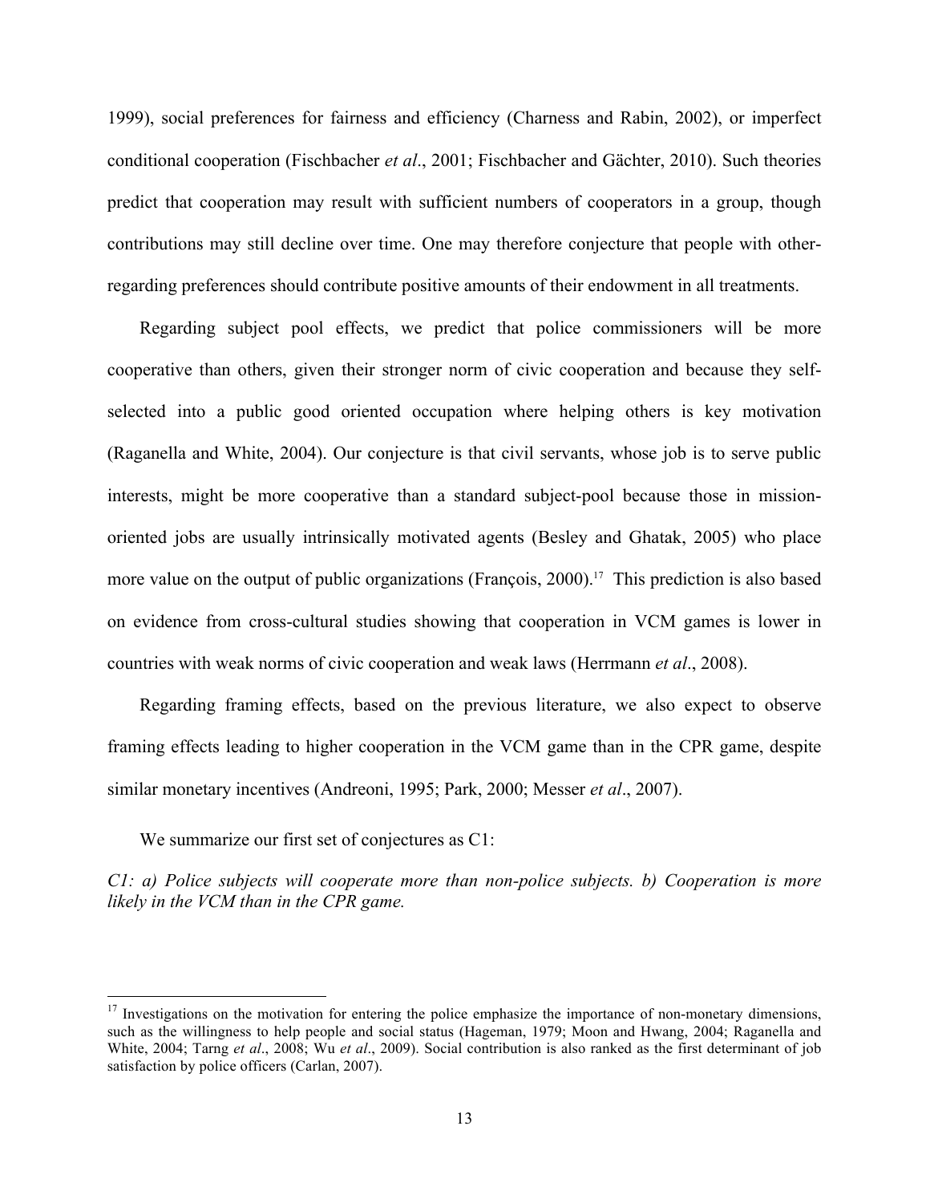1999), social preferences for fairness and efficiency (Charness and Rabin, 2002), or imperfect conditional cooperation (Fischbacher *et al*., 2001; Fischbacher and Gächter, 2010). Such theories predict that cooperation may result with sufficient numbers of cooperators in a group, though contributions may still decline over time. One may therefore conjecture that people with other-regarding preferences should contribute positive amounts of their endowment in all treatments.

Regarding subject pool effects, we predict that police commissioners will be more cooperative than others, given their stronger norm of civic cooperation and because they self-selected into a public good oriented occupation where helping others is key motivation (Raganella and White, 2004). Our conjecture is that civil servants, whose job is to serve public interests, might be more cooperative than a standard subject-pool because those in mission-oriented jobs are usually intrinsically motivated agents (Besley and Ghatak, 2005) who place more value on the output of public organizations (François, 2000).[17] This prediction is also based on evidence from cross-cultural studies showing that cooperation in VCM games is lower in countries with weak norms of civic cooperation and weak laws (Herrmann *et al*., 2008).

Regarding framing effects, based on the previous literature, we also expect to observe framing effects leading to higher cooperation in the VCM game than in the CPR game, despite similar monetary incentives (Andreoni, 1995; Park, 2000; Messer *et al*., 2007).

We summarize our first set of conjectures as C1:

*C1: a) Police subjects will cooperate more than non-police subjects. b) Cooperation is more likely in the VCM than in the CPR game.*

[17] Investigations on the motivation for entering the police emphasize the importance of non-monetary dimensions, such as the willingness to help people and social status (Hageman, 1979; Moon and Hwang, 2004; Raganella and White, 2004; Tarng *et al*., 2008; Wu *et al*., 2009). Social contribution is also ranked as the first determinant of job satisfaction by police officers (Carlan, 2007).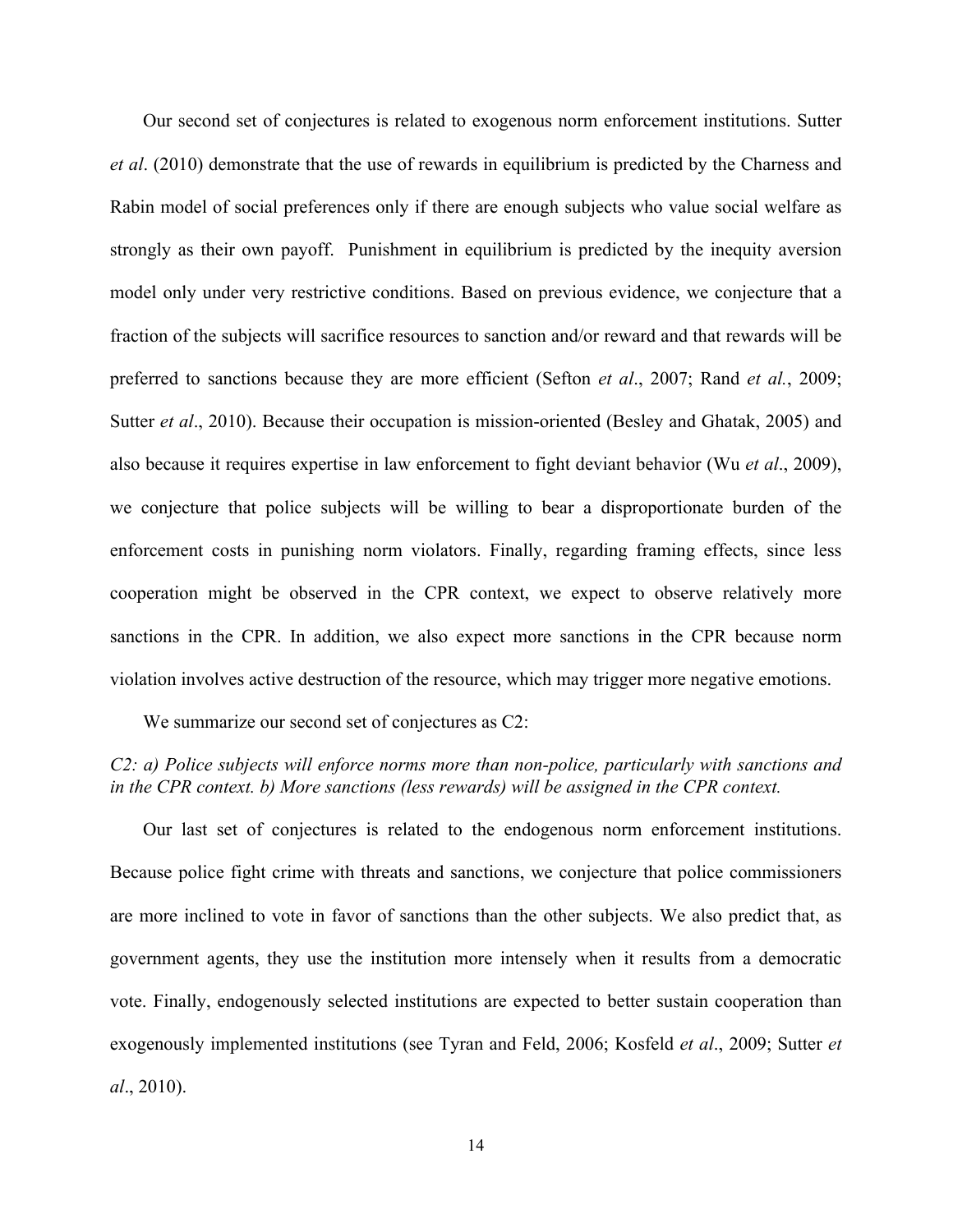Our second set of conjectures is related to exogenous norm enforcement institutions. Sutter *et al*. (2010) demonstrate that the use of rewards in equilibrium is predicted by the Charness and Rabin model of social preferences only if there are enough subjects who value social welfare as strongly as their own payoff. Punishment in equilibrium is predicted by the inequity aversion model only under very restrictive conditions. Based on previous evidence, we conjecture that a fraction of the subjects will sacrifice resources to sanction and/or reward and that rewards will be preferred to sanctions because they are more efficient (Sefton *et al*., 2007; Rand *et al.*, 2009; Sutter *et al*., 2010). Because their occupation is mission-oriented (Besley and Ghatak, 2005) and also because it requires expertise in law enforcement to fight deviant behavior (Wu *et al*., 2009), we conjecture that police subjects will be willing to bear a disproportionate burden of the enforcement costs in punishing norm violators. Finally, regarding framing effects, since less cooperation might be observed in the CPR context, we expect to observe relatively more sanctions in the CPR. In addition, we also expect more sanctions in the CPR because norm violation involves active destruction of the resource, which may trigger more negative emotions.

We summarize our second set of conjectures as C2:

*C2: a) Police subjects will enforce norms more than non-police, particularly with sanctions and in the CPR context. b) More sanctions (less rewards) will be assigned in the CPR context.*

Our last set of conjectures is related to the endogenous norm enforcement institutions. Because police fight crime with threats and sanctions, we conjecture that police commissioners are more inclined to vote in favor of sanctions than the other subjects. We also predict that, as government agents, they use the institution more intensely when it results from a democratic vote. Finally, endogenously selected institutions are expected to better sustain cooperation than exogenously implemented institutions (see Tyran and Feld, 2006; Kosfeld *et al*., 2009; Sutter *et al*., 2010).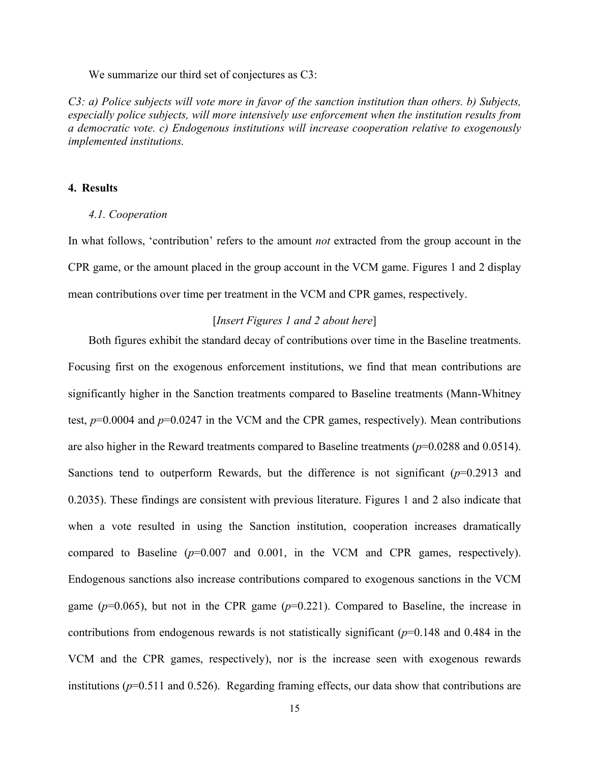We summarize our third set of conjectures as C3:

*C3: a) Police subjects will vote more in favor of the sanction institution than others. b) Subjects, especially police subjects, will more intensively use enforcement when the institution results from a democratic vote. c) Endogenous institutions will increase cooperation relative to exogenously implemented institutions.*

## 4. Results

### *4.1. Cooperation*

In what follows, 'contribution' refers to the amount *not* extracted from the group account in the CPR game, or the amount placed in the group account in the VCM game. Figures 1 and 2 display mean contributions over time per treatment in the VCM and CPR games, respectively.

[*Insert Figures 1 and 2 about here*]

Both figures exhibit the standard decay of contributions over time in the Baseline treatments. Focusing first on the exogenous enforcement institutions, we find that mean contributions are significantly higher in the Sanction treatments compared to Baseline treatments (Mann-Whitney test, $p$=0.0004 and $p$=0.0247 in the VCM and the CPR games, respectively). Mean contributions are also higher in the Reward treatments compared to Baseline treatments ($p$=0.0288 and 0.0514). Sanctions tend to outperform Rewards, but the difference is not significant ($p$=0.2913 and 0.2035). These findings are consistent with previous literature. Figures 1 and 2 also indicate that when a vote resulted in using the Sanction institution, cooperation increases dramatically compared to Baseline ($p$=0.007 and 0.001, in the VCM and CPR games, respectively). Endogenous sanctions also increase contributions compared to exogenous sanctions in the VCM game ($p$=0.065), but not in the CPR game ($p$=0.221). Compared to Baseline, the increase in contributions from endogenous rewards is not statistically significant ($p$=0.148 and 0.484 in the VCM and the CPR games, respectively), nor is the increase seen with exogenous rewards institutions ($p$=0.511 and 0.526). Regarding framing effects, our data show that contributions are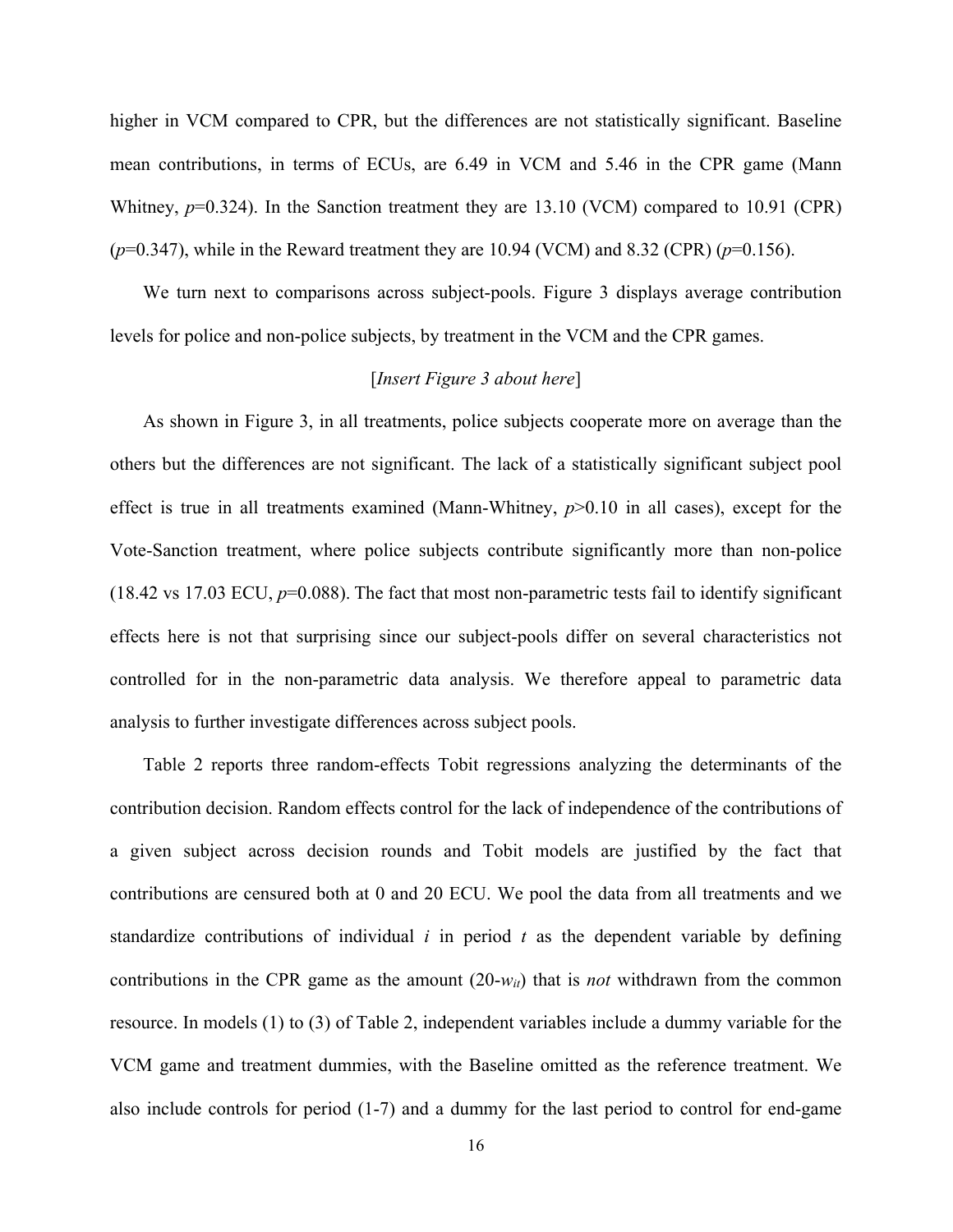higher in VCM compared to CPR, but the differences are not statistically significant. Baseline mean contributions, in terms of ECUs, are 6.49 in VCM and 5.46 in the CPR game (Mann Whitney, $p$=0.324). In the Sanction treatment they are 13.10 (VCM) compared to 10.91 (CPR) ($p$=0.347), while in the Reward treatment they are 10.94 (VCM) and 8.32 (CPR) ($p$=0.156).

We turn next to comparisons across subject-pools. Figure 3 displays average contribution levels for police and non-police subjects, by treatment in the VCM and the CPR games.

[*Insert Figure 3 about here*]

As shown in Figure 3, in all treatments, police subjects cooperate more on average than the others but the differences are not significant. The lack of a statistically significant subject pool effect is true in all treatments examined (Mann-Whitney, $p$>0.10 in all cases), except for the Vote-Sanction treatment, where police subjects contribute significantly more than non-police (18.42 vs 17.03 ECU, $p$=0.088). The fact that most non-parametric tests fail to identify significant effects here is not that surprising since our subject-pools differ on several characteristics not controlled for in the non-parametric data analysis. We therefore appeal to parametric data analysis to further investigate differences across subject pools.

Table 2 reports three random-effects Tobit regressions analyzing the determinants of the contribution decision. Random effects control for the lack of independence of the contributions of a given subject across decision rounds and Tobit models are justified by the fact that contributions are censured both at 0 and 20 ECU. We pool the data from all treatments and we standardize contributions of individual $i$ in period $t$ as the dependent variable by defining contributions in the CPR game as the amount ($20-w_{it}$) that is *not* withdrawn from the common resource. In models (1) to (3) of Table 2, independent variables include a dummy variable for the VCM game and treatment dummies, with the Baseline omitted as the reference treatment. We also include controls for period (1-7) and a dummy for the last period to control for end-game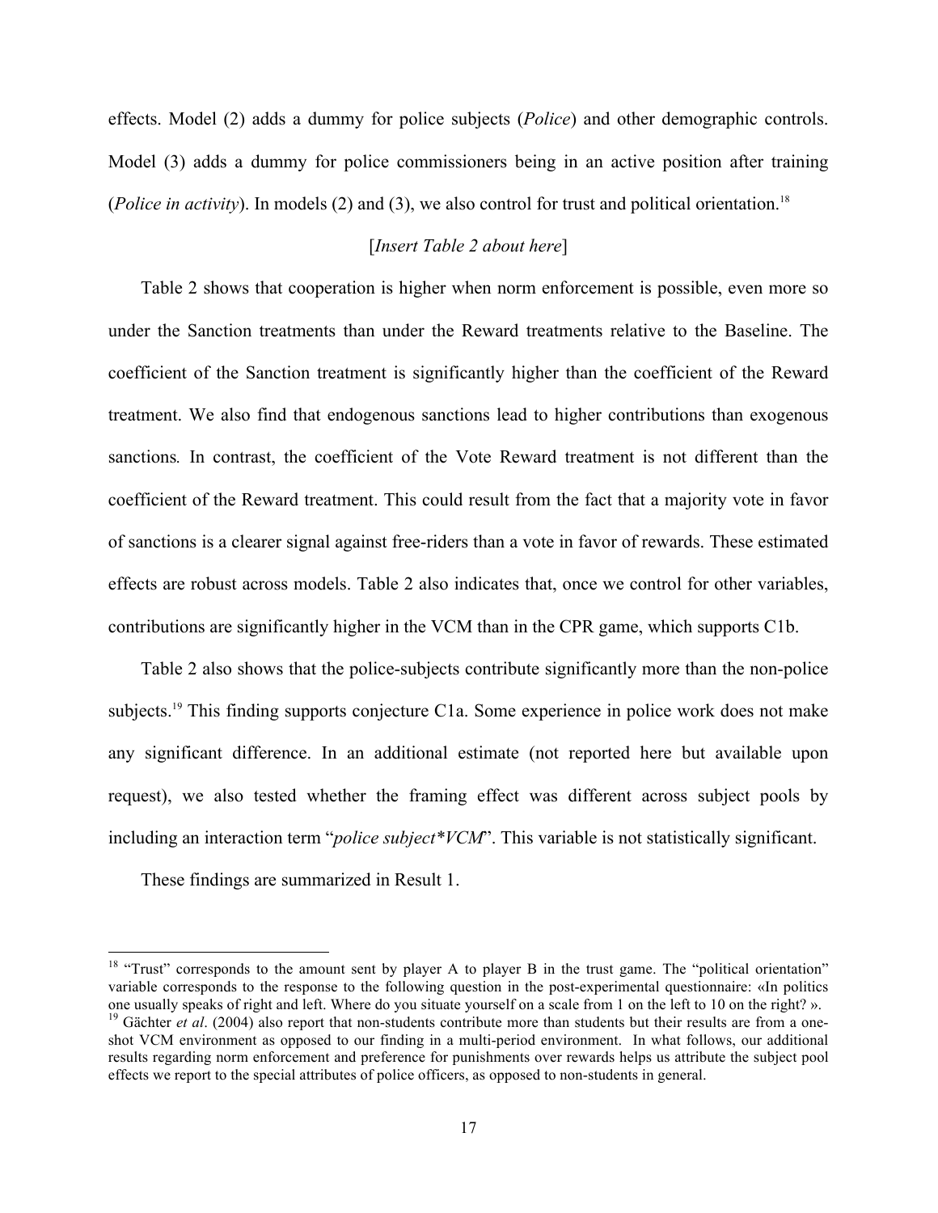effects. Model (2) adds a dummy for police subjects (*Police*) and other demographic controls. Model (3) adds a dummy for police commissioners being in an active position after training (*Police in activity*). In models (2) and (3), we also control for trust and political orientation.[18]

[*Insert Table 2 about here*]

Table 2 shows that cooperation is higher when norm enforcement is possible, even more so under the Sanction treatments than under the Reward treatments relative to the Baseline. The coefficient of the Sanction treatment is significantly higher than the coefficient of the Reward treatment. We also find that endogenous sanctions lead to higher contributions than exogenous sanctions*.* In contrast, the coefficient of the Vote Reward treatment is not different than the coefficient of the Reward treatment. This could result from the fact that a majority vote in favor of sanctions is a clearer signal against free-riders than a vote in favor of rewards. These estimated effects are robust across models. Table 2 also indicates that, once we control for other variables, contributions are significantly higher in the VCM than in the CPR game, which supports C1b.

Table 2 also shows that the police-subjects contribute significantly more than the non-police subjects.[19] This finding supports conjecture C1a. Some experience in police work does not make any significant difference. In an additional estimate (not reported here but available upon request), we also tested whether the framing effect was different across subject pools by including an interaction term "*police subject*VCM*". This variable is not statistically significant.

These findings are summarized in Result 1.

---

[18] "Trust" corresponds to the amount sent by player A to player B in the trust game. The "political orientation" variable corresponds to the response to the following question in the post-experimental questionnaire: «In politics one usually speaks of right and left. Where do you situate yourself on a scale from 1 on the left to 10 on the right? ».

[19] Gächter *et al*. (2004) also report that non-students contribute more than students but their results are from a one-shot VCM environment as opposed to our finding in a multi-period environment. In what follows, our additional results regarding norm enforcement and preference for punishments over rewards helps us attribute the subject pool effects we report to the special attributes of police officers, as opposed to non-students in general.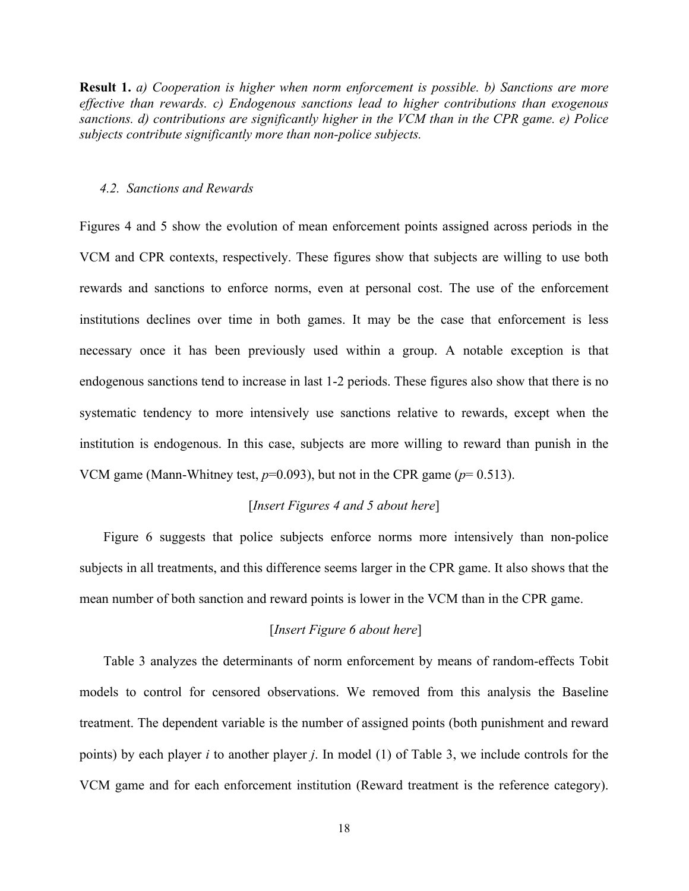**Result 1.** *a) Cooperation is higher when norm enforcement is possible. b) Sanctions are more effective than rewards. c) Endogenous sanctions lead to higher contributions than exogenous sanctions. d) contributions are significantly higher in the VCM than in the CPR game. e) Police subjects contribute significantly more than non-police subjects.*

### *4.2. Sanctions and Rewards*

Figures 4 and 5 show the evolution of mean enforcement points assigned across periods in the VCM and CPR contexts, respectively. These figures show that subjects are willing to use both rewards and sanctions to enforce norms, even at personal cost. The use of the enforcement institutions declines over time in both games. It may be the case that enforcement is less necessary once it has been previously used within a group. A notable exception is that endogenous sanctions tend to increase in last 1-2 periods. These figures also show that there is no systematic tendency to more intensively use sanctions relative to rewards, except when the institution is endogenous. In this case, subjects are more willing to reward than punish in the VCM game (Mann-Whitney test, $p$=0.093), but not in the CPR game ($p$= 0.513).

[*Insert Figures 4 and 5 about here*]

Figure 6 suggests that police subjects enforce norms more intensively than non-police subjects in all treatments, and this difference seems larger in the CPR game. It also shows that the mean number of both sanction and reward points is lower in the VCM than in the CPR game.

[*Insert Figure 6 about here*]

Table 3 analyzes the determinants of norm enforcement by means of random-effects Tobit models to control for censored observations. We removed from this analysis the Baseline treatment. The dependent variable is the number of assigned points (both punishment and reward points) by each player $i$ to another player $j$. In model (1) of Table 3, we include controls for the VCM game and for each enforcement institution (Reward treatment is the reference category).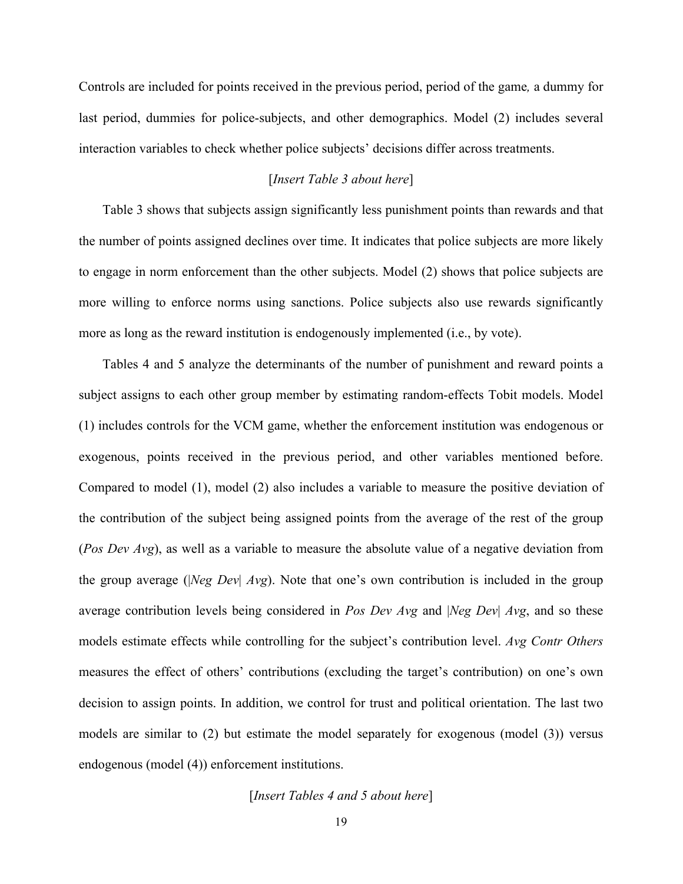Controls are included for points received in the previous period, period of the game*,* a dummy for last period, dummies for police-subjects, and other demographics. Model (2) includes several interaction variables to check whether police subjects' decisions differ across treatments.

[*Insert Table 3 about here*]

Table 3 shows that subjects assign significantly less punishment points than rewards and that the number of points assigned declines over time. It indicates that police subjects are more likely to engage in norm enforcement than the other subjects. Model (2) shows that police subjects are more willing to enforce norms using sanctions. Police subjects also use rewards significantly more as long as the reward institution is endogenously implemented (i.e., by vote).

Tables 4 and 5 analyze the determinants of the number of punishment and reward points a subject assigns to each other group member by estimating random-effects Tobit models. Model (1) includes controls for the VCM game, whether the enforcement institution was endogenous or exogenous, points received in the previous period, and other variables mentioned before. Compared to model (1), model (2) also includes a variable to measure the positive deviation of the contribution of the subject being assigned points from the average of the rest of the group (*Pos Dev Avg*), as well as a variable to measure the absolute value of a negative deviation from the group average (*|Neg Dev| Avg*). Note that one's own contribution is included in the group average contribution levels being considered in *Pos Dev Avg* and *|Neg Dev| Avg*, and so these models estimate effects while controlling for the subject's contribution level. *Avg Contr Others* measures the effect of others' contributions (excluding the target's contribution) on one's own decision to assign points. In addition, we control for trust and political orientation. The last two models are similar to (2) but estimate the model separately for exogenous (model (3)) versus endogenous (model (4)) enforcement institutions.

[*Insert Tables 4 and 5 about here*]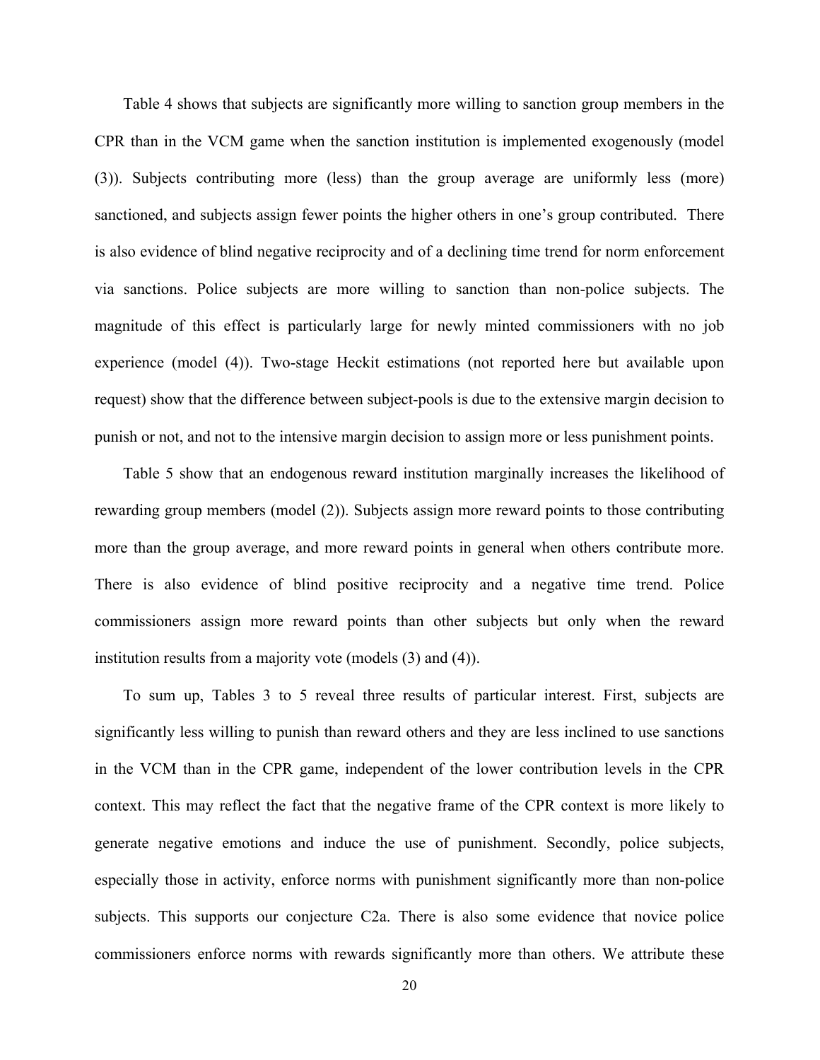Table 4 shows that subjects are significantly more willing to sanction group members in the CPR than in the VCM game when the sanction institution is implemented exogenously (model (3)). Subjects contributing more (less) than the group average are uniformly less (more) sanctioned, and subjects assign fewer points the higher others in one's group contributed. There is also evidence of blind negative reciprocity and of a declining time trend for norm enforcement via sanctions. Police subjects are more willing to sanction than non-police subjects. The magnitude of this effect is particularly large for newly minted commissioners with no job experience (model (4)). Two-stage Heckit estimations (not reported here but available upon request) show that the difference between subject-pools is due to the extensive margin decision to punish or not, and not to the intensive margin decision to assign more or less punishment points.

Table 5 show that an endogenous reward institution marginally increases the likelihood of rewarding group members (model (2)). Subjects assign more reward points to those contributing more than the group average, and more reward points in general when others contribute more. There is also evidence of blind positive reciprocity and a negative time trend. Police commissioners assign more reward points than other subjects but only when the reward institution results from a majority vote (models (3) and (4)).

To sum up, Tables 3 to 5 reveal three results of particular interest. First, subjects are significantly less willing to punish than reward others and they are less inclined to use sanctions in the VCM than in the CPR game, independent of the lower contribution levels in the CPR context. This may reflect the fact that the negative frame of the CPR context is more likely to generate negative emotions and induce the use of punishment. Secondly, police subjects, especially those in activity, enforce norms with punishment significantly more than non-police subjects. This supports our conjecture C2a. There is also some evidence that novice police commissioners enforce norms with rewards significantly more than others. We attribute these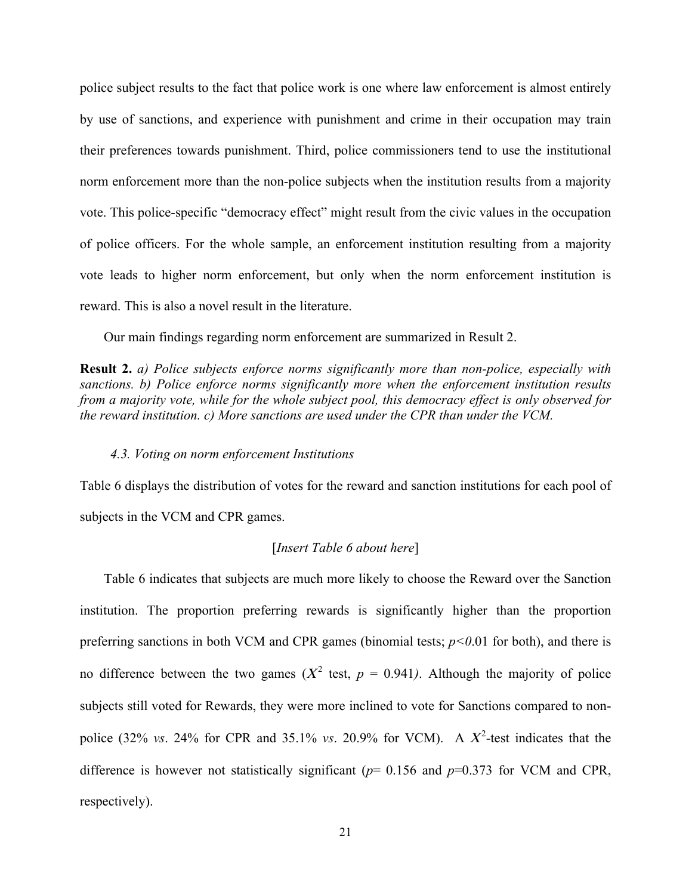police subject results to the fact that police work is one where law enforcement is almost entirely by use of sanctions, and experience with punishment and crime in their occupation may train their preferences towards punishment. Third, police commissioners tend to use the institutional norm enforcement more than the non-police subjects when the institution results from a majority vote. This police-specific "democracy effect" might result from the civic values in the occupation of police officers. For the whole sample, an enforcement institution resulting from a majority vote leads to higher norm enforcement, but only when the norm enforcement institution is reward. This is also a novel result in the literature.

Our main findings regarding norm enforcement are summarized in Result 2.

**Result 2.** *a) Police subjects enforce norms significantly more than non-police, especially with sanctions. b) Police enforce norms significantly more when the enforcement institution results from a majority vote, while for the whole subject pool, this democracy effect is only observed for the reward institution. c) More sanctions are used under the CPR than under the VCM.*

### *4.3. Voting on norm enforcement Institutions*

Table 6 displays the distribution of votes for the reward and sanction institutions for each pool of subjects in the VCM and CPR games.

[*Insert Table 6 about here*]

Table 6 indicates that subjects are much more likely to choose the Reward over the Sanction institution. The proportion preferring rewards is significantly higher than the proportion preferring sanctions in both VCM and CPR games (binomial tests; $p<0.01$ for both), and there is no difference between the two games ($X^2$ test, $p = 0.941$). Although the majority of police subjects still voted for Rewards, they were more inclined to vote for Sanctions compared to non-police (32% *vs*. 24% for CPR and 35.1% *vs*. 20.9% for VCM). A $X^2$-test indicates that the difference is however not statistically significant ($p= 0.156$ and $p=0.373$ for VCM and CPR, respectively).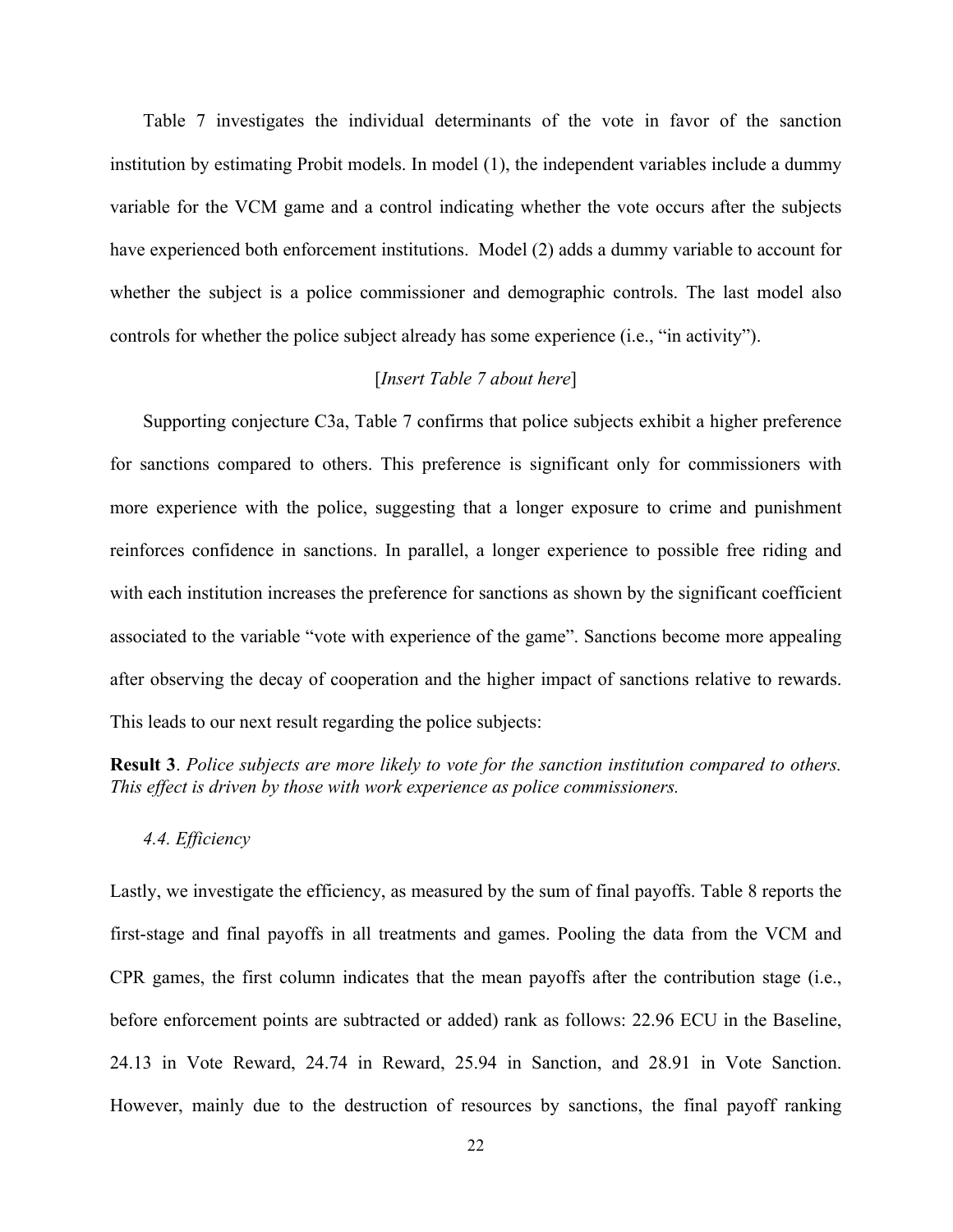Table 7 investigates the individual determinants of the vote in favor of the sanction institution by estimating Probit models. In model (1), the independent variables include a dummy variable for the VCM game and a control indicating whether the vote occurs after the subjects have experienced both enforcement institutions. Model (2) adds a dummy variable to account for whether the subject is a police commissioner and demographic controls. The last model also controls for whether the police subject already has some experience (i.e., "in activity").

[*Insert Table 7 about here*]

Supporting conjecture C3a, Table 7 confirms that police subjects exhibit a higher preference for sanctions compared to others. This preference is significant only for commissioners with more experience with the police, suggesting that a longer exposure to crime and punishment reinforces confidence in sanctions. In parallel, a longer experience to possible free riding and with each institution increases the preference for sanctions as shown by the significant coefficient associated to the variable "vote with experience of the game". Sanctions become more appealing after observing the decay of cooperation and the higher impact of sanctions relative to rewards. This leads to our next result regarding the police subjects:

**Result 3**. *Police subjects are more likely to vote for the sanction institution compared to others. This effect is driven by those with work experience as police commissioners.*

*4.4. Efficiency*

Lastly, we investigate the efficiency, as measured by the sum of final payoffs. Table 8 reports the first-stage and final payoffs in all treatments and games. Pooling the data from the VCM and CPR games, the first column indicates that the mean payoffs after the contribution stage (i.e., before enforcement points are subtracted or added) rank as follows: 22.96 ECU in the Baseline, 24.13 in Vote Reward, 24.74 in Reward, 25.94 in Sanction, and 28.91 in Vote Sanction. However, mainly due to the destruction of resources by sanctions, the final payoff ranking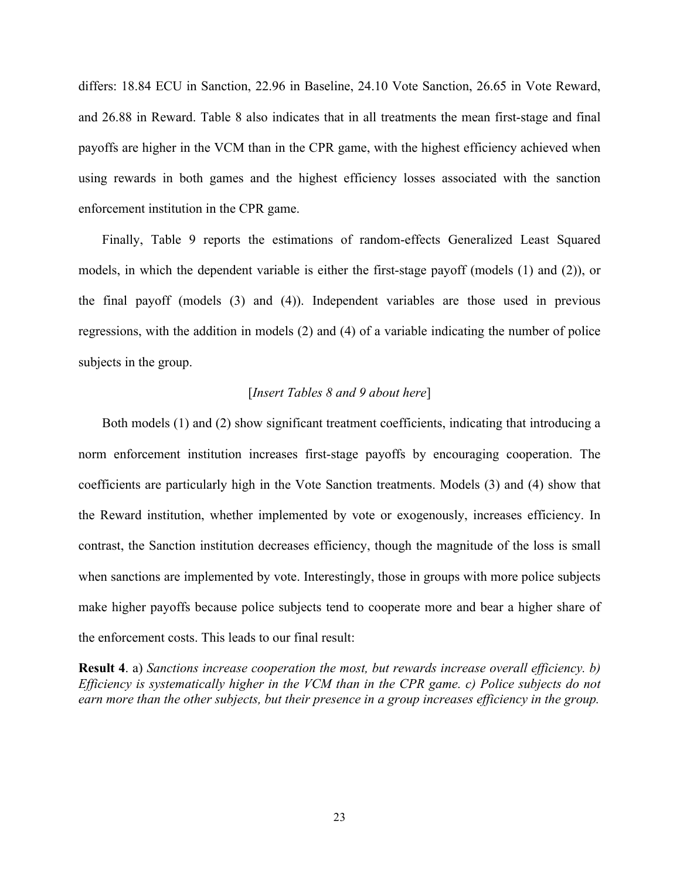differs: 18.84 ECU in Sanction, 22.96 in Baseline, 24.10 Vote Sanction, 26.65 in Vote Reward, and 26.88 in Reward. Table 8 also indicates that in all treatments the mean first-stage and final payoffs are higher in the VCM than in the CPR game, with the highest efficiency achieved when using rewards in both games and the highest efficiency losses associated with the sanction enforcement institution in the CPR game.

Finally, Table 9 reports the estimations of random-effects Generalized Least Squared models, in which the dependent variable is either the first-stage payoff (models (1) and (2)), or the final payoff (models (3) and (4)). Independent variables are those used in previous regressions, with the addition in models (2) and (4) of a variable indicating the number of police subjects in the group.

[*Insert Tables 8 and 9 about here*]

Both models (1) and (2) show significant treatment coefficients, indicating that introducing a norm enforcement institution increases first-stage payoffs by encouraging cooperation. The coefficients are particularly high in the Vote Sanction treatments. Models (3) and (4) show that the Reward institution, whether implemented by vote or exogenously, increases efficiency. In contrast, the Sanction institution decreases efficiency, though the magnitude of the loss is small when sanctions are implemented by vote. Interestingly, those in groups with more police subjects make higher payoffs because police subjects tend to cooperate more and bear a higher share of the enforcement costs. This leads to our final result:

**Result 4**. a) *Sanctions increase cooperation the most, but rewards increase overall efficiency. b) Efficiency is systematically higher in the VCM than in the CPR game. c) Police subjects do not earn more than the other subjects, but their presence in a group increases efficiency in the group.*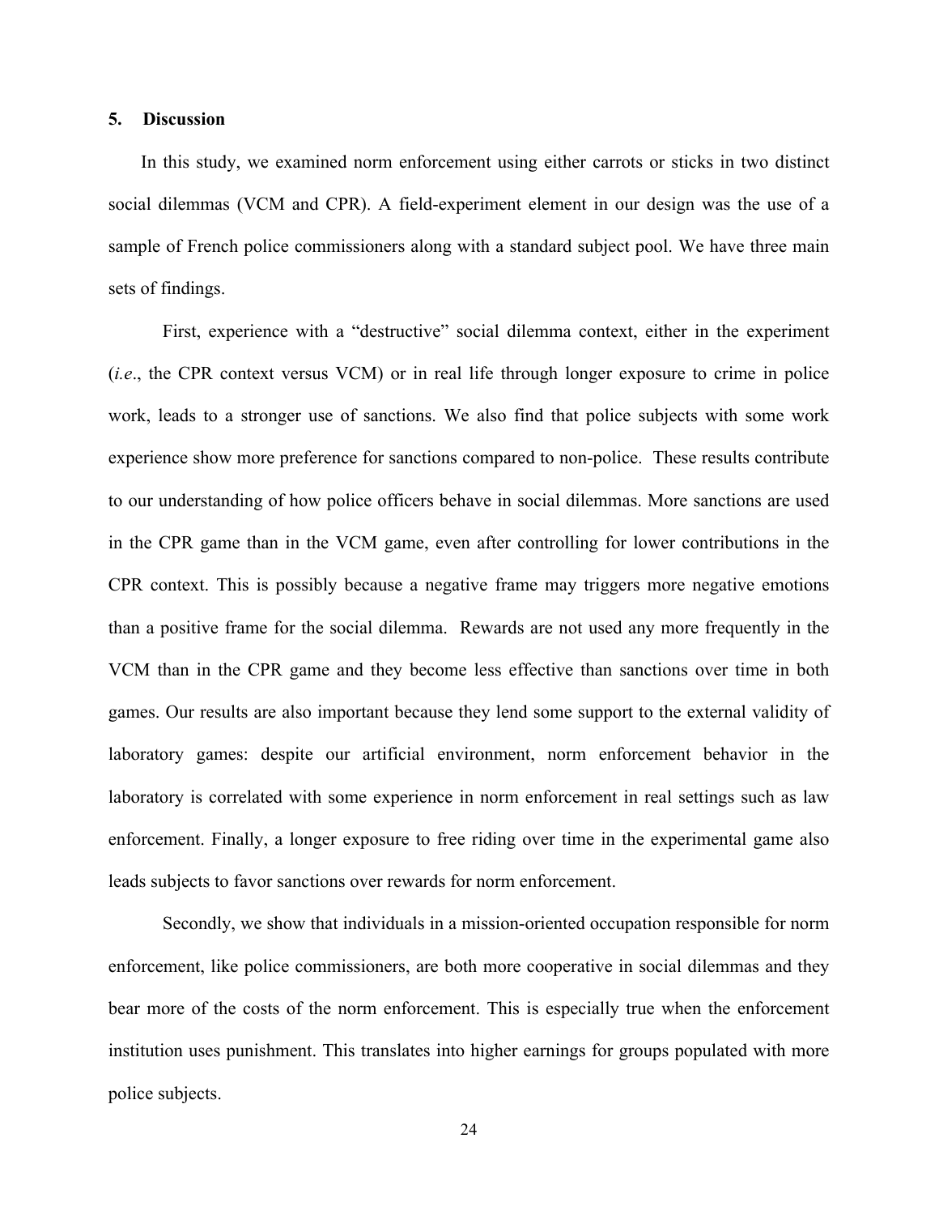## 5. Discussion

In this study, we examined norm enforcement using either carrots or sticks in two distinct social dilemmas (VCM and CPR). A field-experiment element in our design was the use of a sample of French police commissioners along with a standard subject pool. We have three main sets of findings.

First, experience with a "destructive" social dilemma context, either in the experiment (*i.e*., the CPR context versus VCM) or in real life through longer exposure to crime in police work, leads to a stronger use of sanctions. We also find that police subjects with some work experience show more preference for sanctions compared to non-police. These results contribute to our understanding of how police officers behave in social dilemmas. More sanctions are used in the CPR game than in the VCM game, even after controlling for lower contributions in the CPR context. This is possibly because a negative frame may triggers more negative emotions than a positive frame for the social dilemma. Rewards are not used any more frequently in the VCM than in the CPR game and they become less effective than sanctions over time in both games. Our results are also important because they lend some support to the external validity of laboratory games: despite our artificial environment, norm enforcement behavior in the laboratory is correlated with some experience in norm enforcement in real settings such as law enforcement. Finally, a longer exposure to free riding over time in the experimental game also leads subjects to favor sanctions over rewards for norm enforcement.

Secondly, we show that individuals in a mission-oriented occupation responsible for norm enforcement, like police commissioners, are both more cooperative in social dilemmas and they bear more of the costs of the norm enforcement. This is especially true when the enforcement institution uses punishment. This translates into higher earnings for groups populated with more police subjects.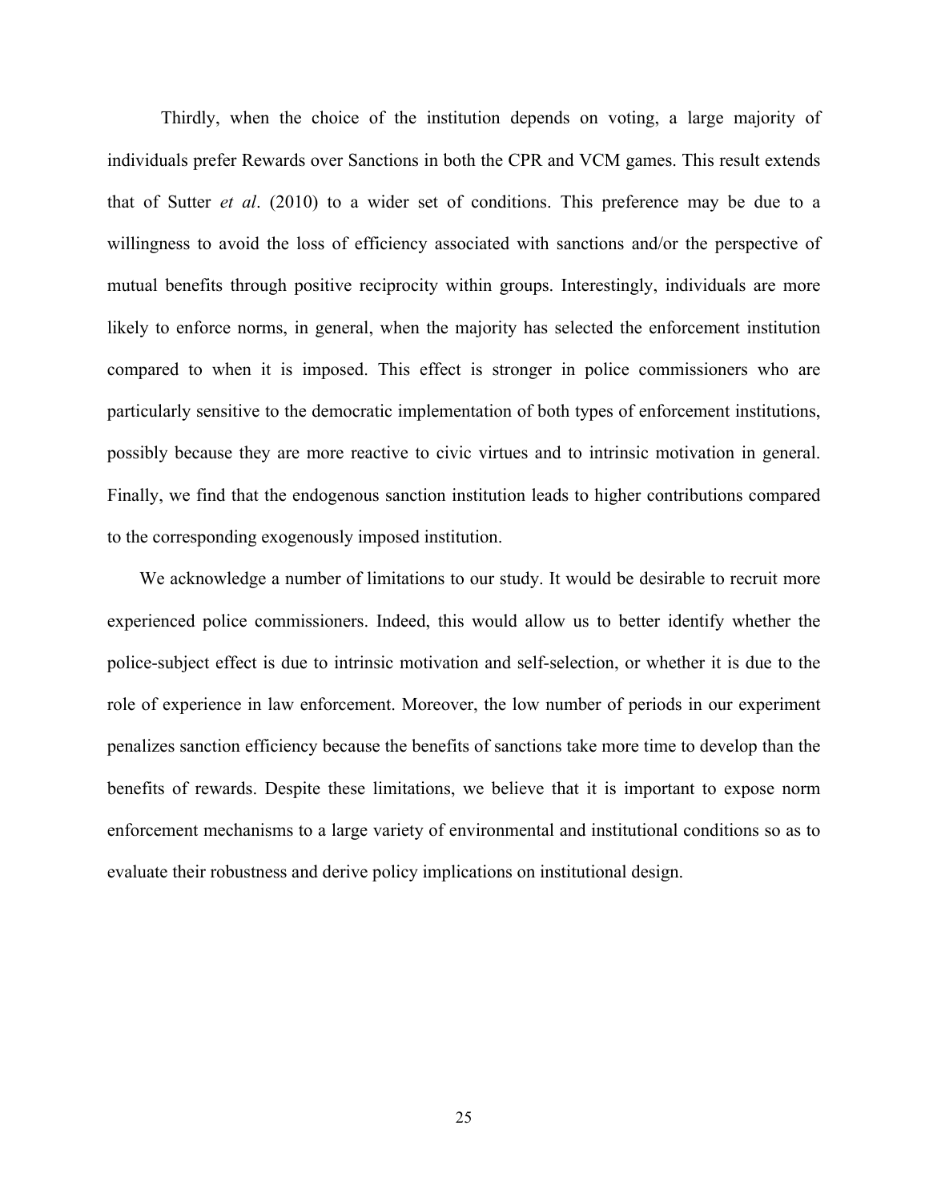Thirdly, when the choice of the institution depends on voting, a large majority of individuals prefer Rewards over Sanctions in both the CPR and VCM games. This result extends that of Sutter *et al*. (2010) to a wider set of conditions. This preference may be due to a willingness to avoid the loss of efficiency associated with sanctions and/or the perspective of mutual benefits through positive reciprocity within groups. Interestingly, individuals are more likely to enforce norms, in general, when the majority has selected the enforcement institution compared to when it is imposed. This effect is stronger in police commissioners who are particularly sensitive to the democratic implementation of both types of enforcement institutions, possibly because they are more reactive to civic virtues and to intrinsic motivation in general. Finally, we find that the endogenous sanction institution leads to higher contributions compared to the corresponding exogenously imposed institution.

We acknowledge a number of limitations to our study. It would be desirable to recruit more experienced police commissioners. Indeed, this would allow us to better identify whether the police-subject effect is due to intrinsic motivation and self-selection, or whether it is due to the role of experience in law enforcement. Moreover, the low number of periods in our experiment penalizes sanction efficiency because the benefits of sanctions take more time to develop than the benefits of rewards. Despite these limitations, we believe that it is important to expose norm enforcement mechanisms to a large variety of environmental and institutional conditions so as to evaluate their robustness and derive policy implications on institutional design.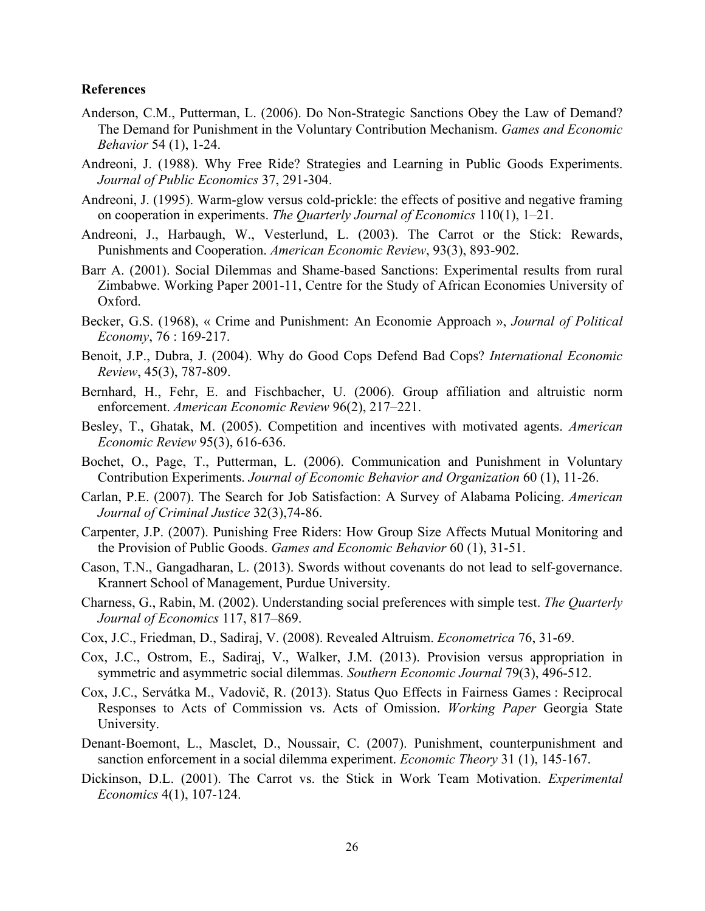**References**

Anderson, C.M., Putterman, L. (2006). Do Non-Strategic Sanctions Obey the Law of Demand? The Demand for Punishment in the Voluntary Contribution Mechanism. *Games and Economic Behavior* 54 (1), 1-24.

Andreoni, J. (1988). Why Free Ride? Strategies and Learning in Public Goods Experiments. *Journal of Public Economics* 37, 291-304.

Andreoni, J. (1995). Warm-glow versus cold-prickle: the effects of positive and negative framing on cooperation in experiments. *The Quarterly Journal of Economics* 110(1), 1–21.

Andreoni, J., Harbaugh, W., Vesterlund, L. (2003). The Carrot or the Stick: Rewards, Punishments and Cooperation. *American Economic Review*, 93(3), 893-902.

Barr A. (2001). Social Dilemmas and Shame-based Sanctions: Experimental results from rural Zimbabwe. Working Paper 2001-11, Centre for the Study of African Economies University of Oxford.

Becker, G.S. (1968), « Crime and Punishment: An Economie Approach », *Journal of Political Economy*, 76 : 169-217.

Benoit, J.P., Dubra, J. (2004). Why do Good Cops Defend Bad Cops? *International Economic Review*, 45(3), 787-809.

Bernhard, H., Fehr, E. and Fischbacher, U. (2006). Group affiliation and altruistic norm enforcement. *American Economic Review* 96(2), 217–221.

Besley, T., Ghatak, M. (2005). Competition and incentives with motivated agents. *American Economic Review* 95(3), 616-636.

Bochet, O., Page, T., Putterman, L. (2006). Communication and Punishment in Voluntary Contribution Experiments. *Journal of Economic Behavior and Organization* 60 (1), 11-26.

Carlan, P.E. (2007). The Search for Job Satisfaction: A Survey of Alabama Policing. *American Journal of Criminal Justice* 32(3),74-86.

Carpenter, J.P. (2007). Punishing Free Riders: How Group Size Affects Mutual Monitoring and the Provision of Public Goods. *Games and Economic Behavior* 60 (1), 31-51.

Cason, T.N., Gangadharan, L. (2013). Swords without covenants do not lead to self-governance. Krannert School of Management, Purdue University.

Charness, G., Rabin, M. (2002). Understanding social preferences with simple test. *The Quarterly Journal of Economics* 117, 817–869.

Cox, J.C., Friedman, D., Sadiraj, V. (2008). Revealed Altruism. *Econometrica* 76, 31-69.

Cox, J.C., Ostrom, E., Sadiraj, V., Walker, J.M. (2013). Provision versus appropriation in symmetric and asymmetric social dilemmas. *Southern Economic Journal* 79(3), 496-512.

Cox, J.C., Servátka M., Vadovič, R. (2013). Status Quo Effects in Fairness Games : Reciprocal Responses to Acts of Commission vs. Acts of Omission. *Working Paper* Georgia State University.

Denant-Boemont, L., Masclet, D., Noussair, C. (2007). Punishment, counterpunishment and sanction enforcement in a social dilemma experiment. *Economic Theory* 31 (1), 145-167.

Dickinson, D.L. (2001). The Carrot vs. the Stick in Work Team Motivation. *Experimental Economics* 4(1), 107-124.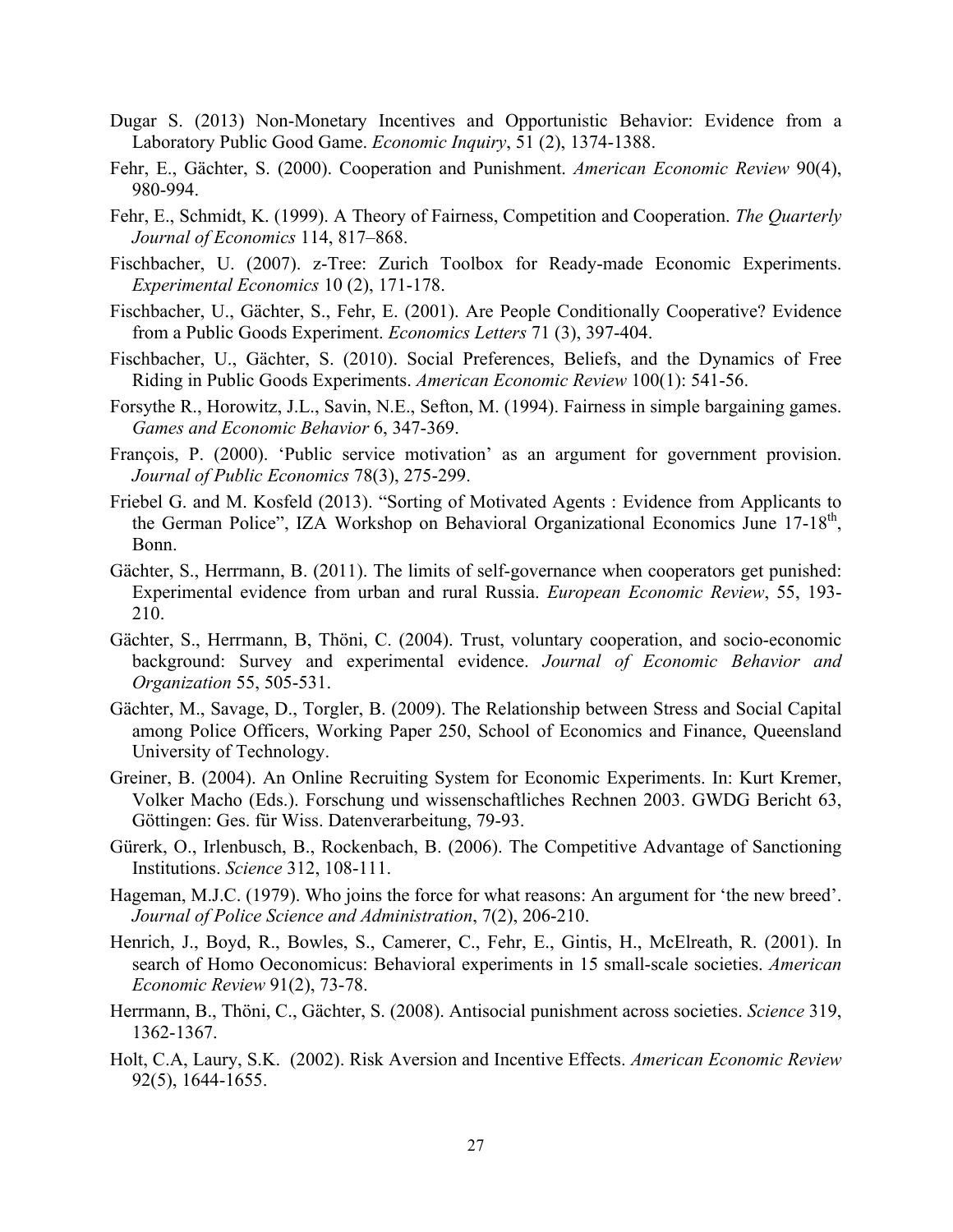Dugar S. (2013) Non-Monetary Incentives and Opportunistic Behavior: Evidence from a Laboratory Public Good Game. *Economic Inquiry*, 51 (2), 1374-1388.

Fehr, E., Gächter, S. (2000). Cooperation and Punishment. *American Economic Review* 90(4), 980-994.

Fehr, E., Schmidt, K. (1999). A Theory of Fairness, Competition and Cooperation. *The Quarterly Journal of Economics* 114, 817–868.

Fischbacher, U. (2007). z-Tree: Zurich Toolbox for Ready-made Economic Experiments. *Experimental Economics* 10 (2), 171-178.

Fischbacher, U., Gächter, S., Fehr, E. (2001). Are People Conditionally Cooperative? Evidence from a Public Goods Experiment. *Economics Letters* 71 (3), 397-404.

Fischbacher, U., Gächter, S. (2010). Social Preferences, Beliefs, and the Dynamics of Free Riding in Public Goods Experiments. *American Economic Review* 100(1): 541-56.

Forsythe R., Horowitz, J.L., Savin, N.E., Sefton, M. (1994). Fairness in simple bargaining games. *Games and Economic Behavior* 6, 347-369.

François, P. (2000). 'Public service motivation' as an argument for government provision. *Journal of Public Economics* 78(3), 275-299.

Friebel G. and M. Kosfeld (2013). "Sorting of Motivated Agents : Evidence from Applicants to the German Police", IZA Workshop on Behavioral Organizational Economics June 17-18th, Bonn.

Gächter, S., Herrmann, B. (2011). The limits of self-governance when cooperators get punished: Experimental evidence from urban and rural Russia. *European Economic Review*, 55, 193-210.

Gächter, S., Herrmann, B, Thöni, C. (2004). Trust, voluntary cooperation, and socio-economic background: Survey and experimental evidence. *Journal of Economic Behavior and Organization* 55, 505-531.

Gächter, M., Savage, D., Torgler, B. (2009). The Relationship between Stress and Social Capital among Police Officers, Working Paper 250, School of Economics and Finance, Queensland University of Technology.

Greiner, B. (2004). An Online Recruiting System for Economic Experiments. In: Kurt Kremer, Volker Macho (Eds.). Forschung und wissenschaftliches Rechnen 2003. GWDG Bericht 63, Göttingen: Ges. für Wiss. Datenverarbeitung, 79-93.

Gürerk, O., Irlenbusch, B., Rockenbach, B. (2006). The Competitive Advantage of Sanctioning Institutions. *Science* 312, 108-111.

Hageman, M.J.C. (1979). Who joins the force for what reasons: An argument for 'the new breed'. *Journal of Police Science and Administration*, 7(2), 206-210.

Henrich, J., Boyd, R., Bowles, S., Camerer, C., Fehr, E., Gintis, H., McElreath, R. (2001). In search of Homo Oeconomicus: Behavioral experiments in 15 small-scale societies. *American Economic Review* 91(2), 73-78.

Herrmann, B., Thöni, C., Gächter, S. (2008). Antisocial punishment across societies. *Science* 319, 1362-1367.

Holt, C.A, Laury, S.K. (2002). Risk Aversion and Incentive Effects. *American Economic Review* 92(5), 1644-1655.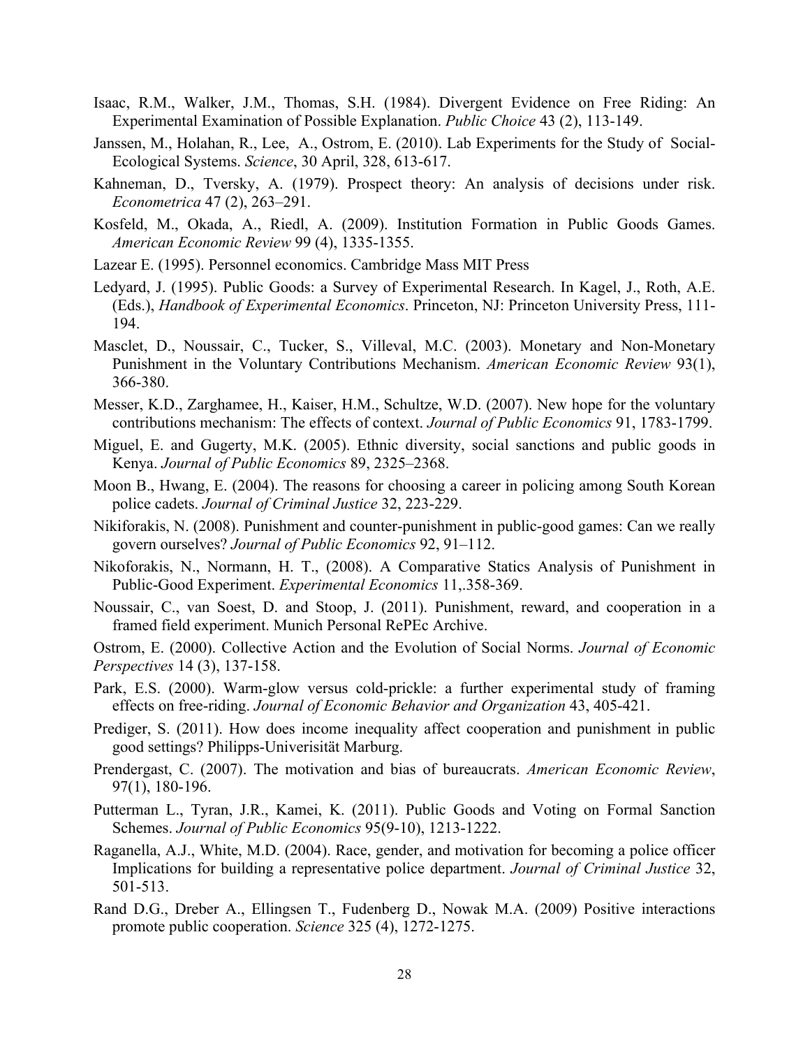Isaac, R.M., Walker, J.M., Thomas, S.H. (1984). Divergent Evidence on Free Riding: An Experimental Examination of Possible Explanation. *Public Choice* 43 (2), 113-149.

Janssen, M., Holahan, R., Lee, A., Ostrom, E. (2010). Lab Experiments for the Study of Social-Ecological Systems. *Science*, 30 April, 328, 613-617.

Kahneman, D., Tversky, A. (1979). Prospect theory: An analysis of decisions under risk. *Econometrica* 47 (2), 263–291.

Kosfeld, M., Okada, A., Riedl, A. (2009). Institution Formation in Public Goods Games. *American Economic Review* 99 (4), 1335-1355.

Lazear E. (1995). Personnel economics. Cambridge Mass MIT Press

Ledyard, J. (1995). Public Goods: a Survey of Experimental Research. In Kagel, J., Roth, A.E. (Eds.), *Handbook of Experimental Economics*. Princeton, NJ: Princeton University Press, 111-194.

Masclet, D., Noussair, C., Tucker, S., Villeval, M.C. (2003). Monetary and Non-Monetary Punishment in the Voluntary Contributions Mechanism. *American Economic Review* 93(1), 366-380.

Messer, K.D., Zarghamee, H., Kaiser, H.M., Schultze, W.D. (2007). New hope for the voluntary contributions mechanism: The effects of context. *Journal of Public Economics* 91, 1783-1799.

Miguel, E. and Gugerty, M.K. (2005). Ethnic diversity, social sanctions and public goods in Kenya. *Journal of Public Economics* 89, 2325–2368.

Moon B., Hwang, E. (2004). The reasons for choosing a career in policing among South Korean police cadets. *Journal of Criminal Justice* 32, 223-229.

Nikiforakis, N. (2008). Punishment and counter-punishment in public-good games: Can we really govern ourselves? *Journal of Public Economics* 92, 91–112.

Nikoforakis, N., Normann, H. T., (2008). A Comparative Statics Analysis of Punishment in Public-Good Experiment. *Experimental Economics* 11,.358-369.

Noussair, C., van Soest, D. and Stoop, J. (2011). Punishment, reward, and cooperation in a framed field experiment. Munich Personal RePEc Archive.

Ostrom, E. (2000). Collective Action and the Evolution of Social Norms. *Journal of Economic Perspectives* 14 (3), 137-158.

Park, E.S. (2000). Warm-glow versus cold-prickle: a further experimental study of framing effects on free-riding. *Journal of Economic Behavior and Organization* 43, 405-421.

Prediger, S. (2011). How does income inequality affect cooperation and punishment in public good settings? Philipps-Univerisität Marburg.

Prendergast, C. (2007). The motivation and bias of bureaucrats. *American Economic Review*, 97(1), 180-196.

Putterman L., Tyran, J.R., Kamei, K. (2011). Public Goods and Voting on Formal Sanction Schemes. *Journal of Public Economics* 95(9-10), 1213-1222.

Raganella, A.J., White, M.D. (2004). Race, gender, and motivation for becoming a police officer Implications for building a representative police department. *Journal of Criminal Justice* 32, 501-513.

Rand D.G., Dreber A., Ellingsen T., Fudenberg D., Nowak M.A. (2009) Positive interactions promote public cooperation. *Science* 325 (4), 1272-1275.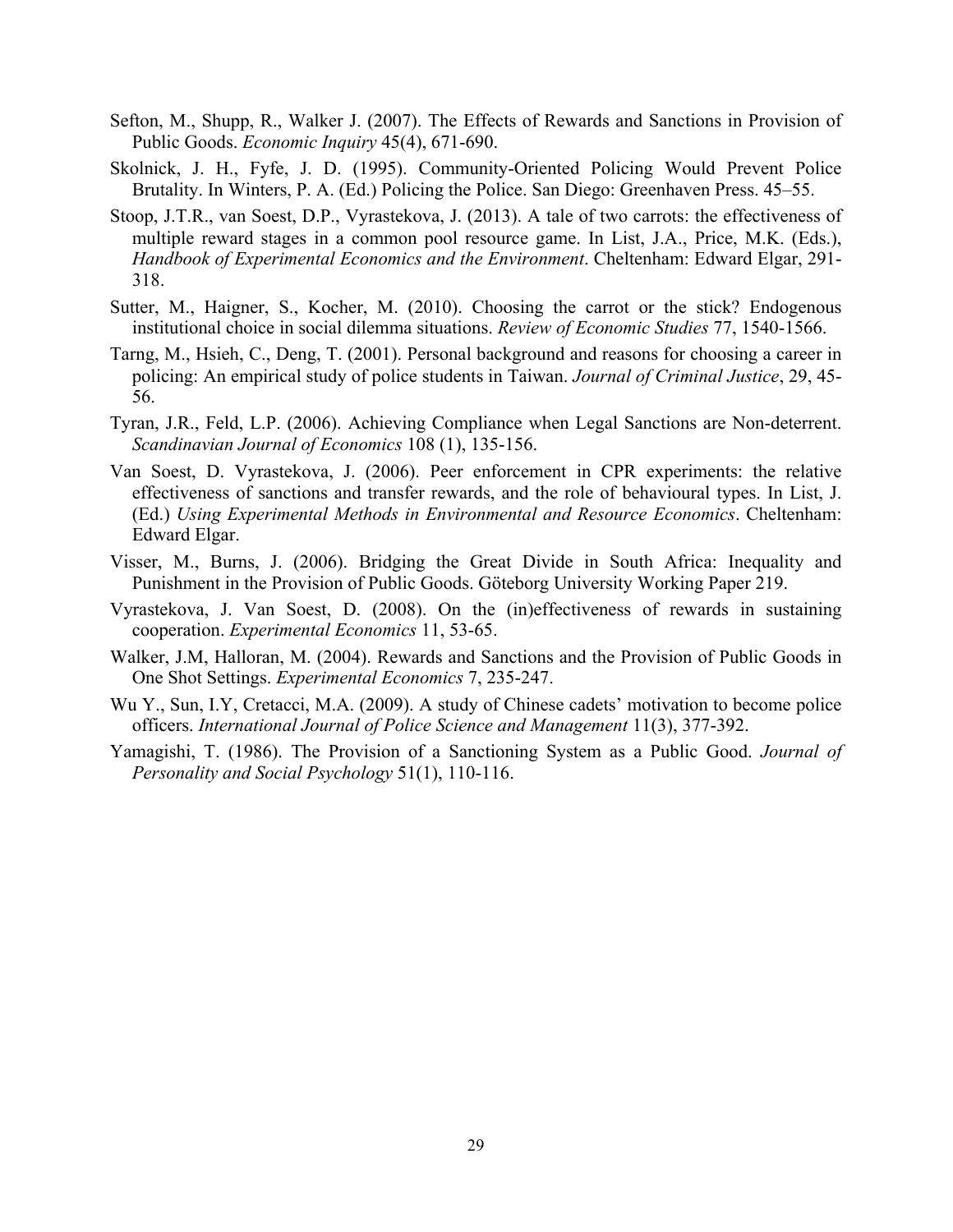Sefton, M., Shupp, R., Walker J. (2007). The Effects of Rewards and Sanctions in Provision of Public Goods. *Economic Inquiry* 45(4), 671-690.

Skolnick, J. H., Fyfe, J. D. (1995). Community-Oriented Policing Would Prevent Police Brutality. In Winters, P. A. (Ed.) Policing the Police. San Diego: Greenhaven Press. 45–55.

Stoop, J.T.R., van Soest, D.P., Vyrastekova, J. (2013). A tale of two carrots: the effectiveness of multiple reward stages in a common pool resource game. In List, J.A., Price, M.K. (Eds.), *Handbook of Experimental Economics and the Environment*. Cheltenham: Edward Elgar, 291-318.

Sutter, M., Haigner, S., Kocher, M. (2010). Choosing the carrot or the stick? Endogenous institutional choice in social dilemma situations. *Review of Economic Studies* 77, 1540-1566.

Tarng, M., Hsieh, C., Deng, T. (2001). Personal background and reasons for choosing a career in policing: An empirical study of police students in Taiwan. *Journal of Criminal Justice*, 29, 45-56.

Tyran, J.R., Feld, L.P. (2006). Achieving Compliance when Legal Sanctions are Non-deterrent. *Scandinavian Journal of Economics* 108 (1), 135-156.

Van Soest, D. Vyrastekova, J. (2006). Peer enforcement in CPR experiments: the relative effectiveness of sanctions and transfer rewards, and the role of behavioural types. In List, J. (Ed.) *Using Experimental Methods in Environmental and Resource Economics*. Cheltenham: Edward Elgar.

Visser, M., Burns, J. (2006). Bridging the Great Divide in South Africa: Inequality and Punishment in the Provision of Public Goods. Göteborg University Working Paper 219.

Vyrastekova, J. Van Soest, D. (2008). On the (in)effectiveness of rewards in sustaining cooperation. *Experimental Economics* 11, 53-65.

Walker, J.M, Halloran, M. (2004). Rewards and Sanctions and the Provision of Public Goods in One Shot Settings. *Experimental Economics* 7, 235-247.

Wu Y., Sun, I.Y, Cretacci, M.A. (2009). A study of Chinese cadets' motivation to become police officers. *International Journal of Police Science and Management* 11(3), 377-392.

Yamagishi, T. (1986). The Provision of a Sanctioning System as a Public Good. *Journal of Personality and Social Psychology* 51(1), 110-116.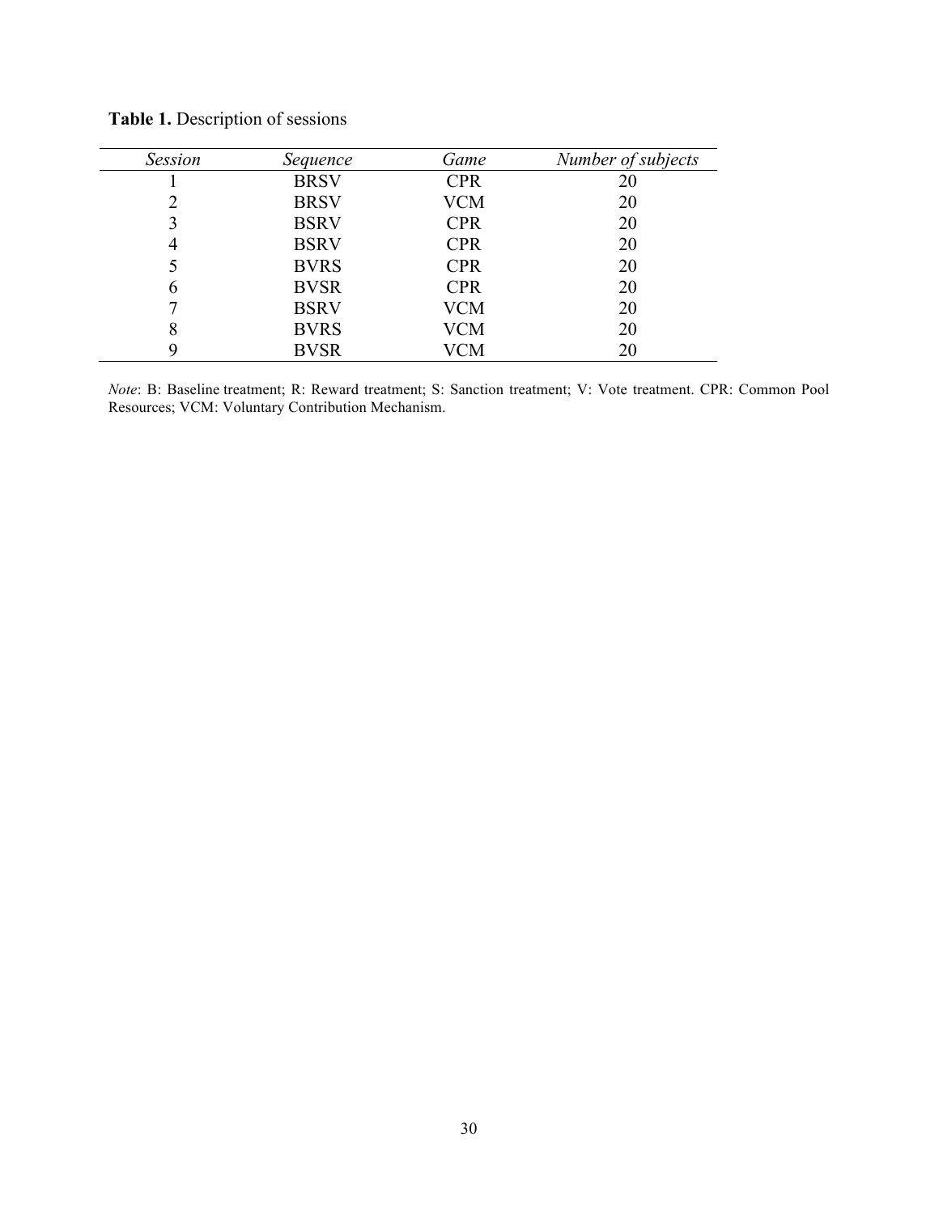**Table 1.** Description of sessions

| *Session* | *Sequence* | *Game* | *Number of subjects* |
|---|---|---|---|
| 1 | BRSV | CPR | 20 |
| 2 | BRSV | VCM | 20 |
| 3 | BSRV | CPR | 20 |
| 4 | BSRV | CPR | 20 |
| 5 | BVRS | CPR | 20 |
| 6 | BVSR | CPR | 20 |
| 7 | BSRV | VCM | 20 |
| 8 | BVRS | VCM | 20 |
| 9 | BVSR | VCM | 20 |

*Note*: B: Baseline treatment; R: Reward treatment; S: Sanction treatment; V: Vote treatment. CPR: Common Pool Resources; VCM: Voluntary Contribution Mechanism.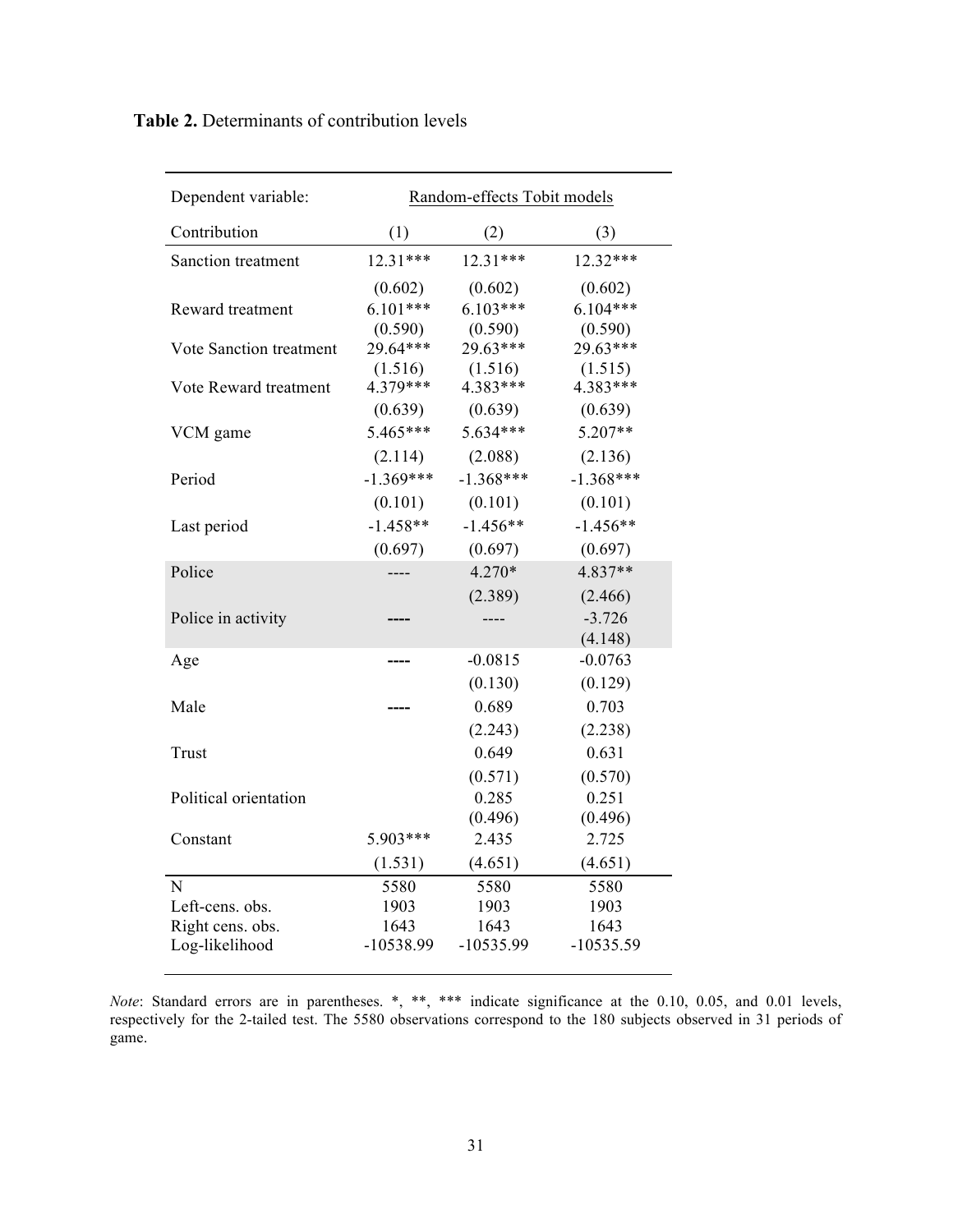**Table 2.** Determinants of contribution levels

| Dependent variable: | Random-effects Tobit models | | |
|---|---|---|---|
| Contribution | (1) | (2) | (3) |
| Sanction treatment | 12.31*** | 12.31*** | 12.32*** |
| | (0.602) | (0.602) | (0.602) |
| Reward treatment | 6.101*** | 6.103*** | 6.104*** |
| | (0.590) | (0.590) | (0.590) |
| Vote Sanction treatment | 29.64*** | 29.63*** | 29.63*** |
| | (1.516) | (1.516) | (1.515) |
| Vote Reward treatment | 4.379*** | 4.383*** | 4.383*** |
| | (0.639) | (0.639) | (0.639) |
| VCM game | 5.465*** | 5.634*** | 5.207** |
| | (2.114) | (2.088) | (2.136) |
| Period | -1.369*** | -1.368*** | -1.368*** |
| | (0.101) | (0.101) | (0.101) |
| Last period | -1.458** | -1.456** | -1.456** |
| | (0.697) | (0.697) | (0.697) |
| Police | ---- | 4.270* | 4.837** |
| | | (2.389) | (2.466) |
| Police in activity | ---- | ---- | -3.726 |
| | | | (4.148) |
| Age | ---- | -0.0815 | -0.0763 |
| | | (0.130) | (0.129) |
| Male | ---- | 0.689 | 0.703 |
| | | (2.243) | (2.238) |
| Trust | | 0.649 | 0.631 |
| | | (0.571) | (0.570) |
| Political orientation | | 0.285 | 0.251 |
| | | (0.496) | (0.496) |
| Constant | 5.903*** | 2.435 | 2.725 |
| | (1.531) | (4.651) | (4.651) |
| N | 5580 | 5580 | 5580 |
| Left-cens. obs. | 1903 | 1903 | 1903 |
| Right cens. obs. | 1643 | 1643 | 1643 |
| Log-likelihood | -10538.99 | -10535.99 | -10535.59 |

*Note*: Standard errors are in parentheses. *, **, *** indicate significance at the 0.10, 0.05, and 0.01 levels, respectively for the 2-tailed test. The 5580 observations correspond to the 180 subjects observed in 31 periods of game.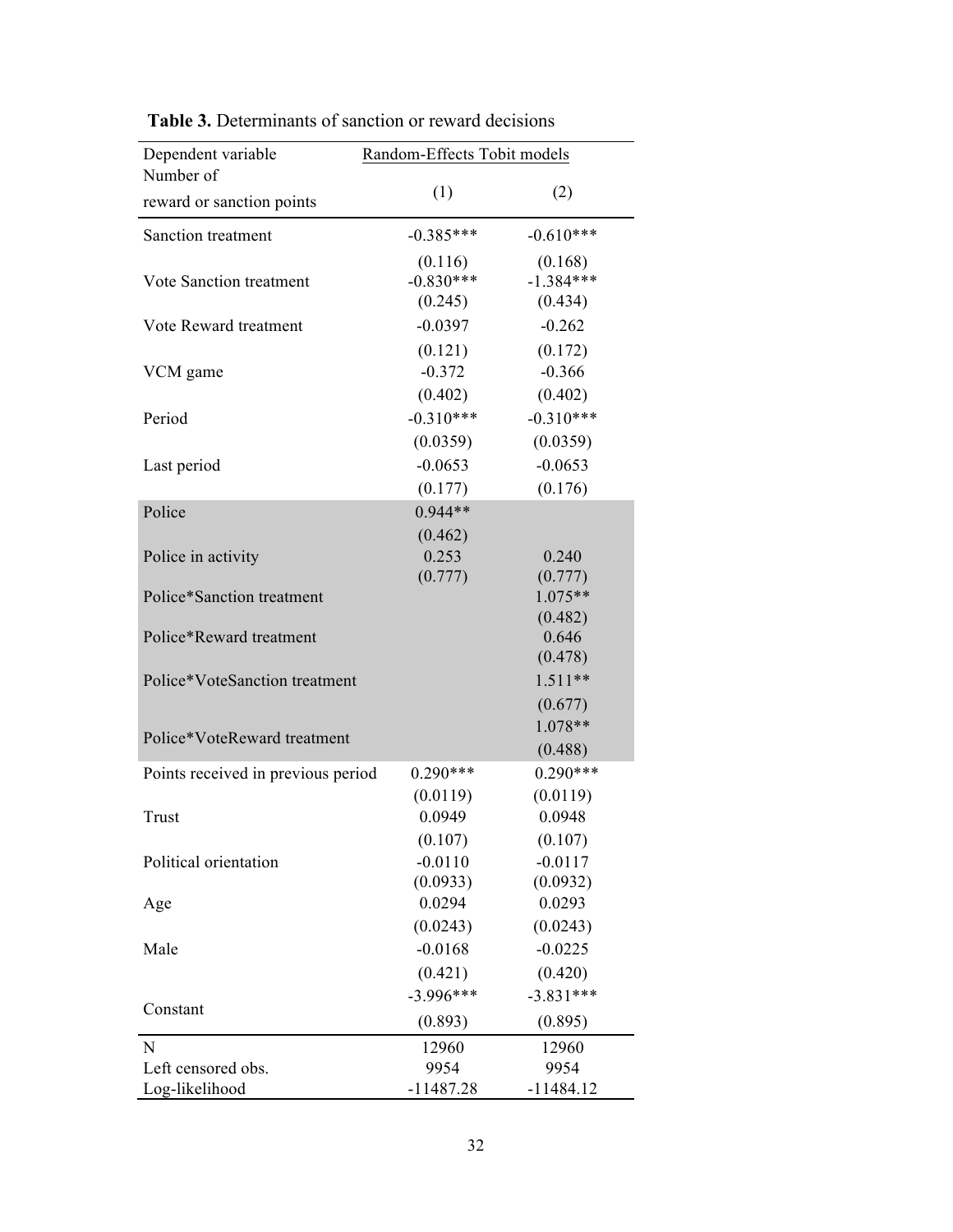**Table 3.** Determinants of sanction or reward decisions

| Dependent variable<br>Number of<br>reward or sanction points | Random-Effects Tobit models<br>(1) | <br>(2) |
|---|---|---|
| Sanction treatment | -0.385*** | -0.610*** |
| | (0.116) | (0.168) |
| Vote Sanction treatment | -0.830*** | -1.384*** |
| | (0.245) | (0.434) |
| Vote Reward treatment | -0.0397 | -0.262 |
| | (0.121) | (0.172) |
| VCM game | -0.372 | -0.366 |
| | (0.402) | (0.402) |
| Period | -0.310*** | -0.310*** |
| | (0.0359) | (0.0359) |
| Last period | -0.0653 | -0.0653 |
| | (0.177) | (0.176) |
| Police | 0.944** | |
| | (0.462) | |
| Police in activity | 0.253 | 0.240 |
| | (0.777) | (0.777) |
| Police*Sanction treatment | | 1.075** |
| | | (0.482) |
| Police*Reward treatment | | 0.646 |
| | | (0.478) |
| Police*VoteSanction treatment | | 1.511** |
| | | (0.677) |
| Police*VoteReward treatment | | 1.078** |
| | | (0.488) |
| Points received in previous period | 0.290*** | 0.290*** |
| | (0.0119) | (0.0119) |
| Trust | 0.0949 | 0.0948 |
| | (0.107) | (0.107) |
| Political orientation | -0.0110 | -0.0117 |
| | (0.0933) | (0.0932) |
| Age | 0.0294 | 0.0293 |
| | (0.0243) | (0.0243) |
| Male | -0.0168 | -0.0225 |
| | (0.421) | (0.420) |
| Constant | -3.996*** | -3.831*** |
| | (0.893) | (0.895) |
| N | 12960 | 12960 |
| Left censored obs. | 9954 | 9954 |
| Log-likelihood | -11487.28 | -11484.12 |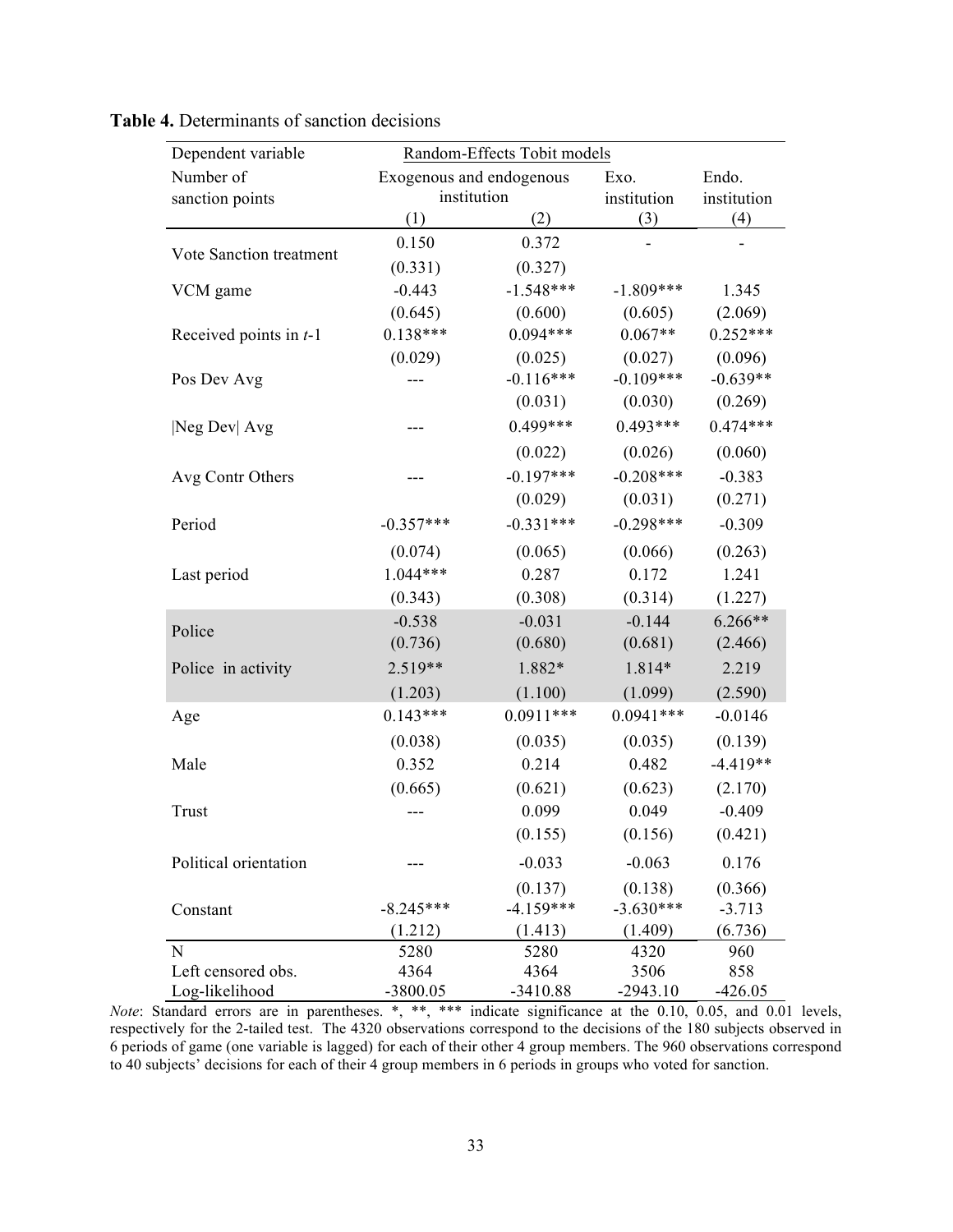**Table 4.** Determinants of sanction decisions

| Dependent variable | Random-Effects Tobit models | | | |
|---|---|---|---|---|
| Number of sanction points | Exogenous and endogenous institution | | Exo. institution | Endo. institution |
| | (1) | (2) | (3) | (4) |
| Vote Sanction treatment | 0.150 | 0.372 | - | - |
| | (0.331) | (0.327) | | |
| VCM game | -0.443 | -1.548*** | -1.809*** | 1.345 |
| | (0.645) | (0.600) | (0.605) | (2.069) |
| Received points in *t*-1 | 0.138*** | 0.094*** | 0.067** | 0.252*** |
| | (0.029) | (0.025) | (0.027) | (0.096) |
| Pos Dev Avg | --- | -0.116*** | -0.109*** | -0.639** |
| | | (0.031) | (0.030) | (0.269) |
| \|Neg Dev\| Avg | --- | 0.499*** | 0.493*** | 0.474*** |
| | | (0.022) | (0.026) | (0.060) |
| Avg Contr Others | --- | -0.197*** | -0.208*** | -0.383 |
| | | (0.029) | (0.031) | (0.271) |
| Period | -0.357*** | -0.331*** | -0.298*** | -0.309 |
| | (0.074) | (0.065) | (0.066) | (0.263) |
| Last period | 1.044*** | 0.287 | 0.172 | 1.241 |
| | (0.343) | (0.308) | (0.314) | (1.227) |
| Police | -0.538 | -0.031 | -0.144 | 6.266** |
| | (0.736) | (0.680) | (0.681) | (2.466) |
| Police in activity | 2.519** | 1.882* | 1.814* | 2.219 |
| | (1.203) | (1.100) | (1.099) | (2.590) |
| Age | 0.143*** | 0.0911*** | 0.0941*** | -0.0146 |
| | (0.038) | (0.035) | (0.035) | (0.139) |
| Male | 0.352 | 0.214 | 0.482 | -4.419** |
| | (0.665) | (0.621) | (0.623) | (2.170) |
| Trust | --- | 0.099 | 0.049 | -0.409 |
| | | (0.155) | (0.156) | (0.421) |
| Political orientation | --- | -0.033 | -0.063 | 0.176 |
| | | (0.137) | (0.138) | (0.366) |
| Constant | -8.245*** | -4.159*** | -3.630*** | -3.713 |
| | (1.212) | (1.413) | (1.409) | (6.736) |
| N | 5280 | 5280 | 4320 | 960 |
| Left censored obs. | 4364 | 4364 | 3506 | 858 |
| Log-likelihood | -3800.05 | -3410.88 | -2943.10 | -426.05 |

*Note*: Standard errors are in parentheses. *, **, *** indicate significance at the 0.10, 0.05, and 0.01 levels, respectively for the 2-tailed test. The 4320 observations correspond to the decisions of the 180 subjects observed in 6 periods of game (one variable is lagged) for each of their other 4 group members. The 960 observations correspond to 40 subjects' decisions for each of their 4 group members in 6 periods in groups who voted for sanction.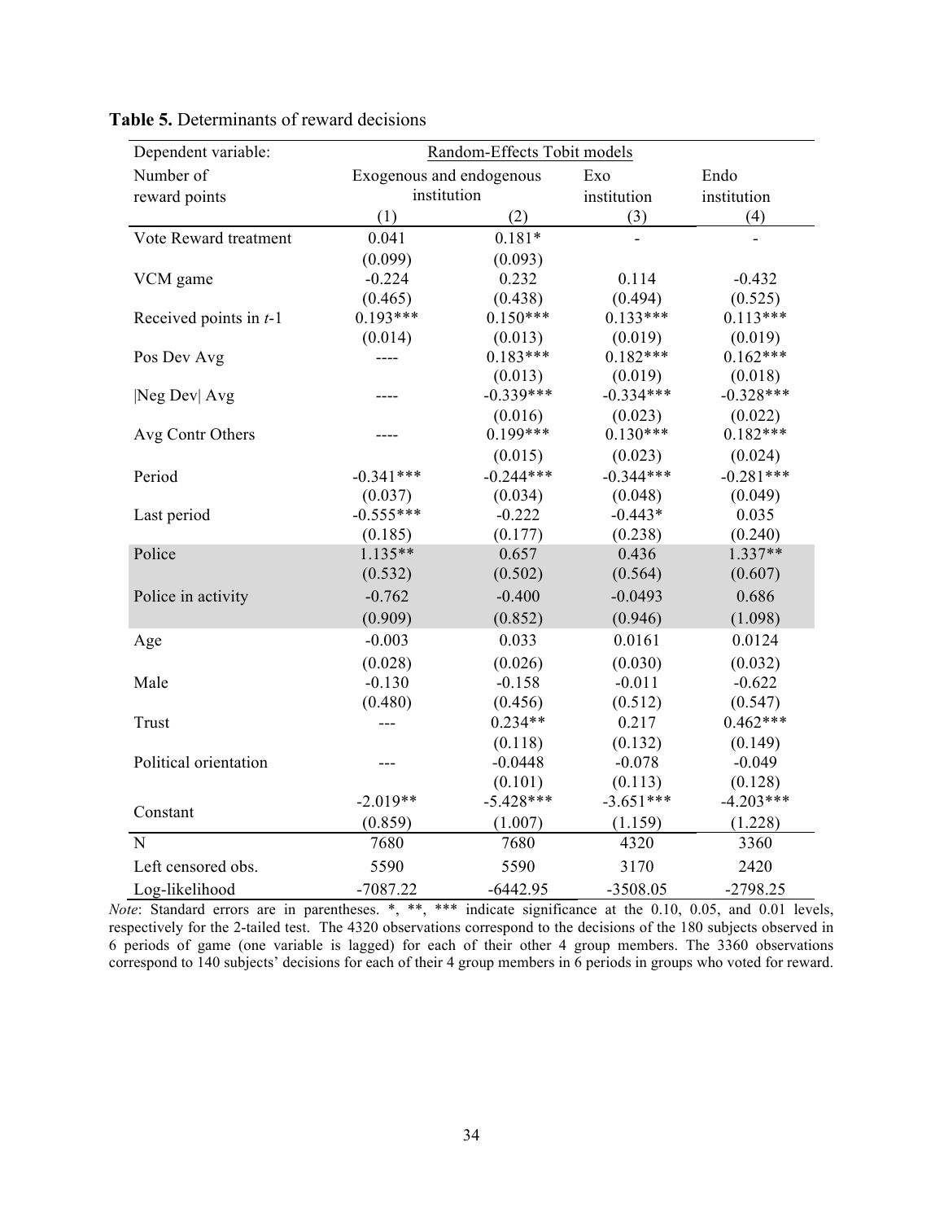**Table 5.** Determinants of reward decisions

| Dependent variable: | Random-Effects Tobit models | | | |
|---|---|---|---|---|
| Number of reward points | Exogenous and endogenous institution | | Exo institution | Endo institution |
| | (1) | (2) | (3) | (4) |
| Vote Reward treatment | 0.041 | 0.181* | - | - |
| | (0.099) | (0.093) | | |
| VCM game | -0.224 | 0.232 | 0.114 | -0.432 |
| | (0.465) | (0.438) | (0.494) | (0.525) |
| Received points in $t$-1 | 0.193*** | 0.150*** | 0.133*** | 0.113*** |
| | (0.014) | (0.013) | (0.019) | (0.019) |
| Pos Dev Avg | ---- | 0.183*** | 0.182*** | 0.162*** |
| | | (0.013) | (0.019) | (0.018) |
| \|Neg Dev\| Avg | ---- | -0.339*** | -0.334*** | -0.328*** |
| | | (0.016) | (0.023) | (0.022) |
| Avg Contr Others | ---- | 0.199*** | 0.130*** | 0.182*** |
| | | (0.015) | (0.023) | (0.024) |
| Period | -0.341*** | -0.244*** | -0.344*** | -0.281*** |
| | (0.037) | (0.034) | (0.048) | (0.049) |
| Last period | -0.555*** | -0.222 | -0.443* | 0.035 |
| | (0.185) | (0.177) | (0.238) | (0.240) |
| Police | 1.135** | 0.657 | 0.436 | 1.337** |
| | (0.532) | (0.502) | (0.564) | (0.607) |
| Police in activity | -0.762 | -0.400 | -0.0493 | 0.686 |
| | (0.909) | (0.852) | (0.946) | (1.098) |
| Age | -0.003 | 0.033 | 0.0161 | 0.0124 |
| | (0.028) | (0.026) | (0.030) | (0.032) |
| Male | -0.130 | -0.158 | -0.011 | -0.622 |
| | (0.480) | (0.456) | (0.512) | (0.547) |
| Trust | --- | 0.234** | 0.217 | 0.462*** |
| | | (0.118) | (0.132) | (0.149) |
| Political orientation | --- | -0.0448 | -0.078 | -0.049 |
| | | (0.101) | (0.113) | (0.128) |
| Constant | -2.019** | -5.428*** | -3.651*** | -4.203*** |
| | (0.859) | (1.007) | (1.159) | (1.228) |
| N | 7680 | 7680 | 4320 | 3360 |
| Left censored obs. | 5590 | 5590 | 3170 | 2420 |
| Log-likelihood | -7087.22 | -6442.95 | -3508.05 | -2798.25 |

*Note*: Standard errors are in parentheses. *, **, *** indicate significance at the 0.10, 0.05, and 0.01 levels, respectively for the 2-tailed test. The 4320 observations correspond to the decisions of the 180 subjects observed in 6 periods of game (one variable is lagged) for each of their other 4 group members. The 3360 observations correspond to 140 subjects' decisions for each of their 4 group members in 6 periods in groups who voted for reward.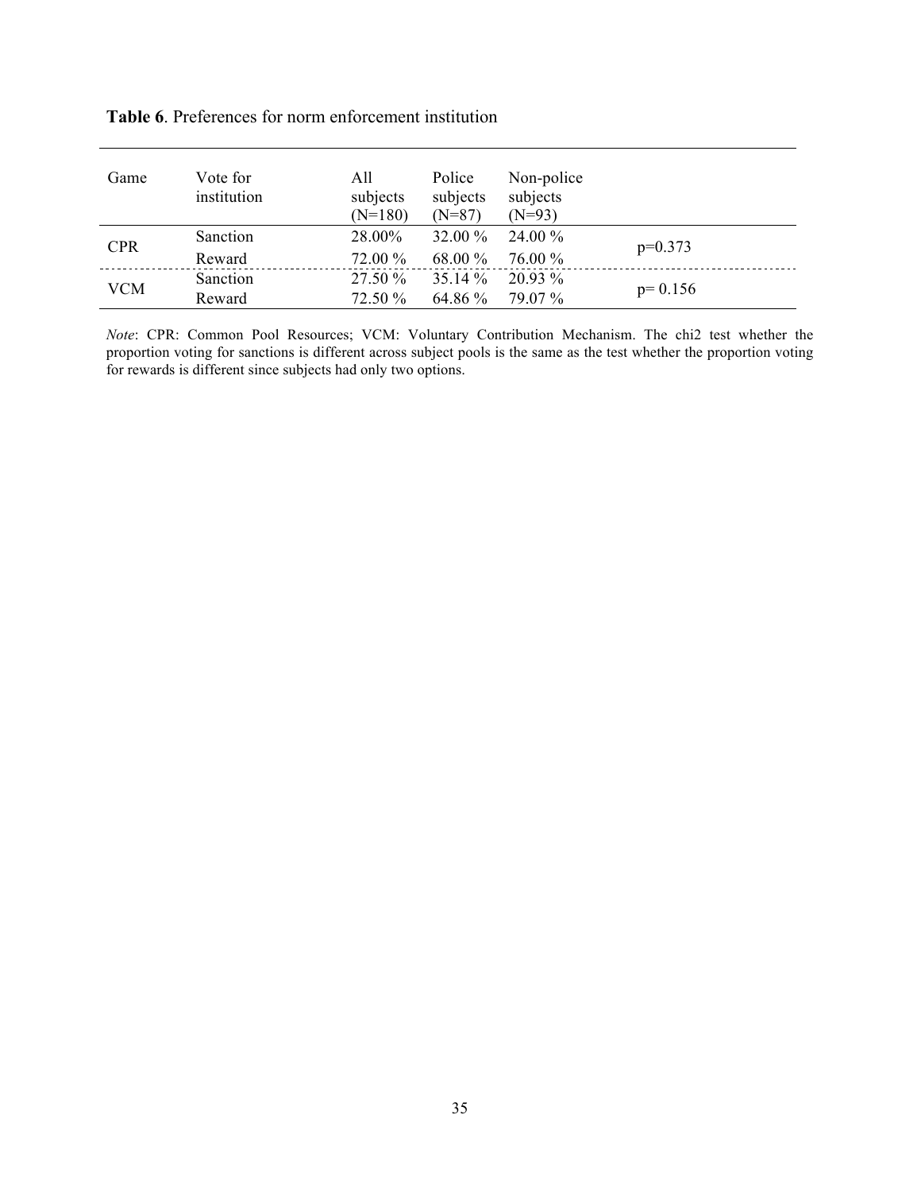**Table 6**. Preferences for norm enforcement institution

| Game | Vote for institution | All subjects (N=180) | Police subjects (N=87) | Non-police subjects (N=93) | |
|---|---|---|---|---|---|
| CPR | Sanction | 28.00% | 32.00 % | 24.00 % | p=0.373 |
| | Reward | 72.00 % | 68.00 % | 76.00 % | |
| VCM | Sanction | 27.50 % | 35.14 % | 20.93 % | p= 0.156 |
| | Reward | 72.50 % | 64.86 % | 79.07 % | |

*Note*: CPR: Common Pool Resources; VCM: Voluntary Contribution Mechanism. The chi2 test whether the proportion voting for sanctions is different across subject pools is the same as the test whether the proportion voting for rewards is different since subjects had only two options.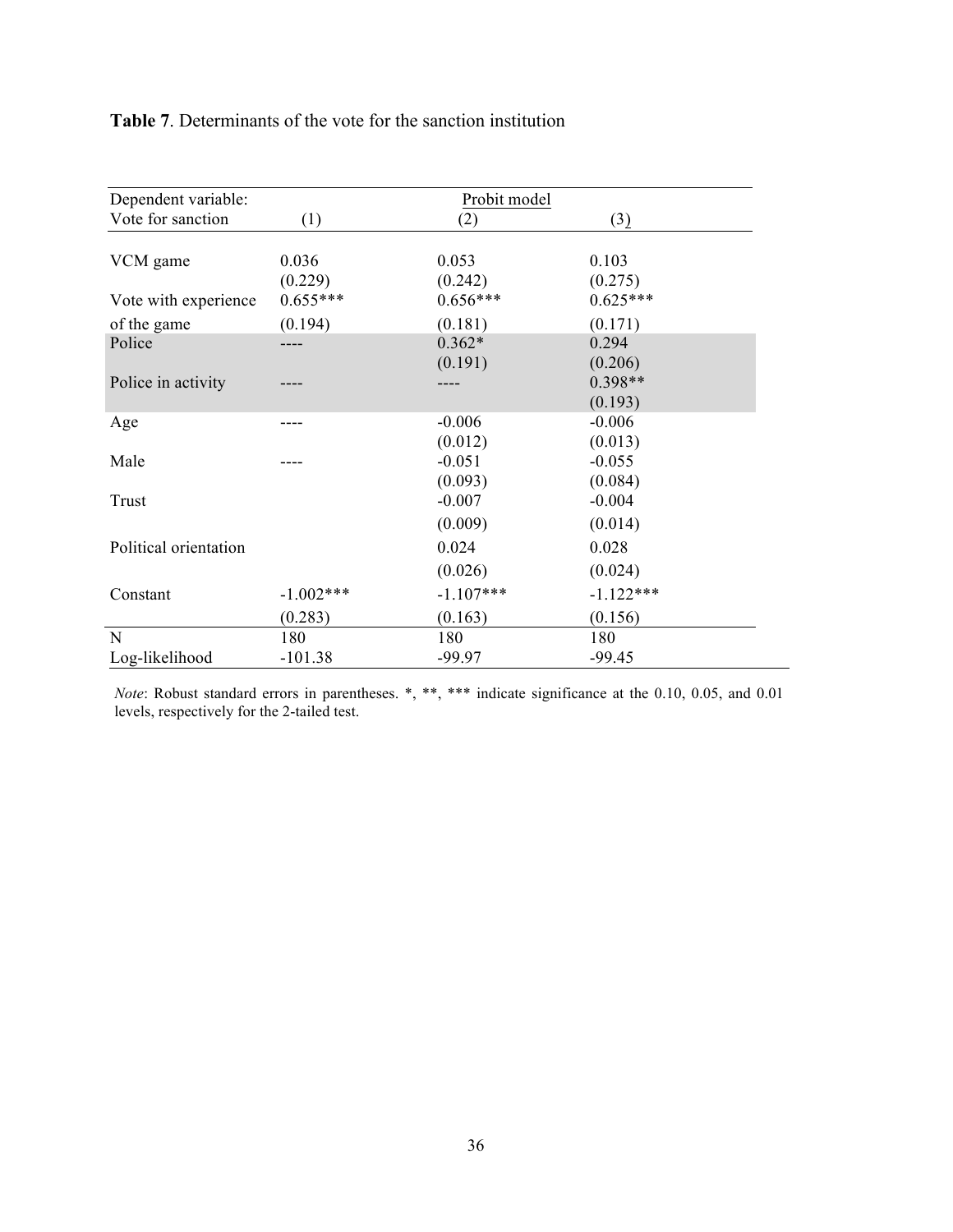**Table 7**. Determinants of the vote for the sanction institution

| Dependent variable: Vote for sanction | Probit model (1) | (2) | (3) |
|---|---|---|---|
| VCM game | 0.036 | 0.053 | 0.103 |
| | (0.229) | (0.242) | (0.275) |
| Vote with experience of the game | 0.655*** | 0.656*** | 0.625*** |
| | (0.194) | (0.181) | (0.171) |
| Police | ---- | 0.362* | 0.294 |
| | | (0.191) | (0.206) |
| Police in activity | ---- | ---- | 0.398** |
| | | | (0.193) |
| Age | ---- | -0.006 | -0.006 |
| | | (0.012) | (0.013) |
| Male | ---- | -0.051 | -0.055 |
| | | (0.093) | (0.084) |
| Trust | | -0.007 | -0.004 |
| | | (0.009) | (0.014) |
| Political orientation | | 0.024 | 0.028 |
| | | (0.026) | (0.024) |
| Constant | -1.002*** | -1.107*** | -1.122*** |
| | (0.283) | (0.163) | (0.156) |
| N | 180 | 180 | 180 |
| Log-likelihood | -101.38 | -99.97 | -99.45 |

*Note*: Robust standard errors in parentheses. *, **, *** indicate significance at the 0.10, 0.05, and 0.01 levels, respectively for the 2-tailed test.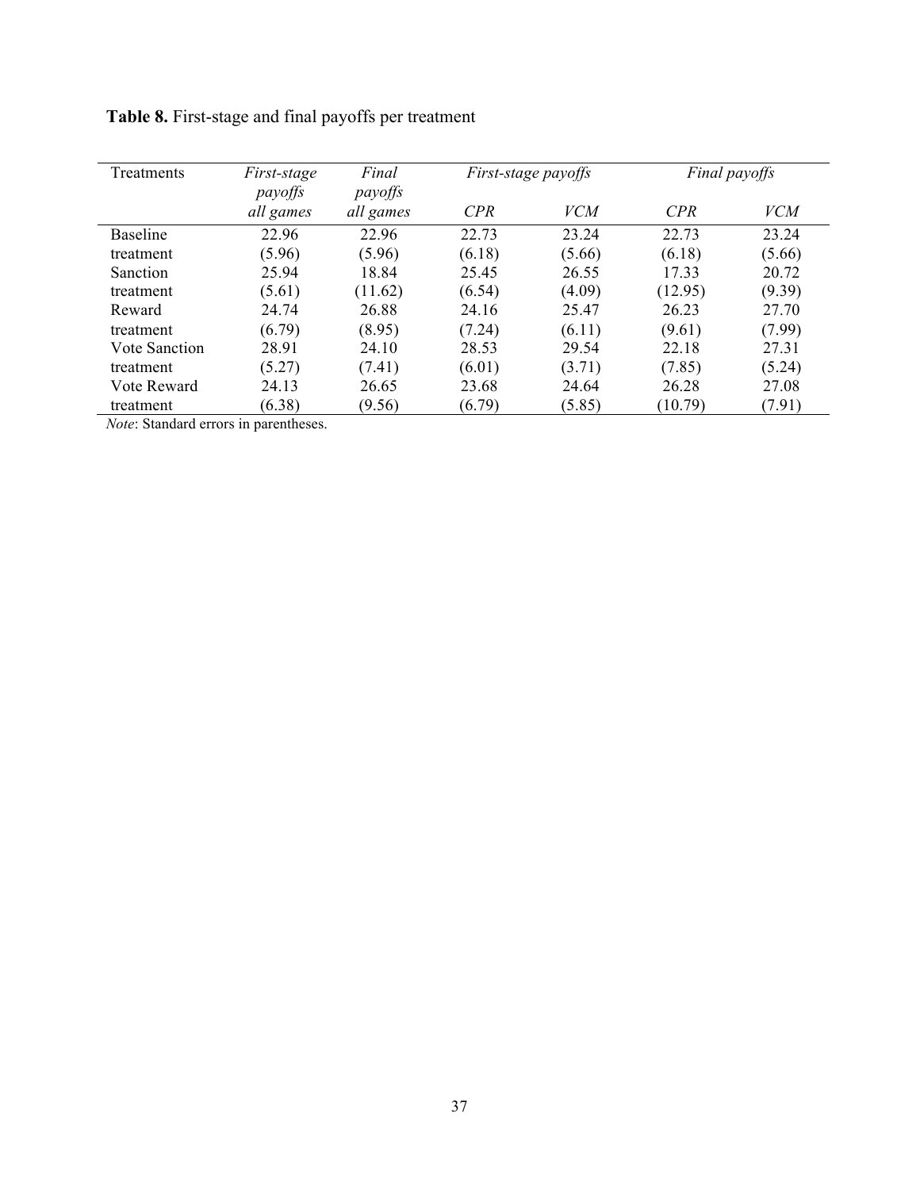**Table 8.** First-stage and final payoffs per treatment

| Treatments | *First-stage payoffs all games* | *Final payoffs all games* | *First-stage payoffs* | | *Final payoffs* | |
|---|---|---|---|---|---|---|
| | | | *CPR* | *VCM* | *CPR* | *VCM* |
| Baseline treatment | 22.96 (5.96) | 22.96 (5.96) | 22.73 (6.18) | 23.24 (5.66) | 22.73 (6.18) | 23.24 (5.66) |
| Sanction treatment | 25.94 (5.61) | 18.84 (11.62) | 25.45 (6.54) | 26.55 (4.09) | 17.33 (12.95) | 20.72 (9.39) |
| Reward treatment | 24.74 (6.79) | 26.88 (8.95) | 24.16 (7.24) | 25.47 (6.11) | 26.23 (9.61) | 27.70 (7.99) |
| Vote Sanction treatment | 28.91 (5.27) | 24.10 (7.41) | 28.53 (6.01) | 29.54 (3.71) | 22.18 (7.85) | 27.31 (5.24) |
| Vote Reward treatment | 24.13 (6.38) | 26.65 (9.56) | 23.68 (6.79) | 24.64 (5.85) | 26.28 (10.79) | 27.08 (7.91) |

*Note*: Standard errors in parentheses.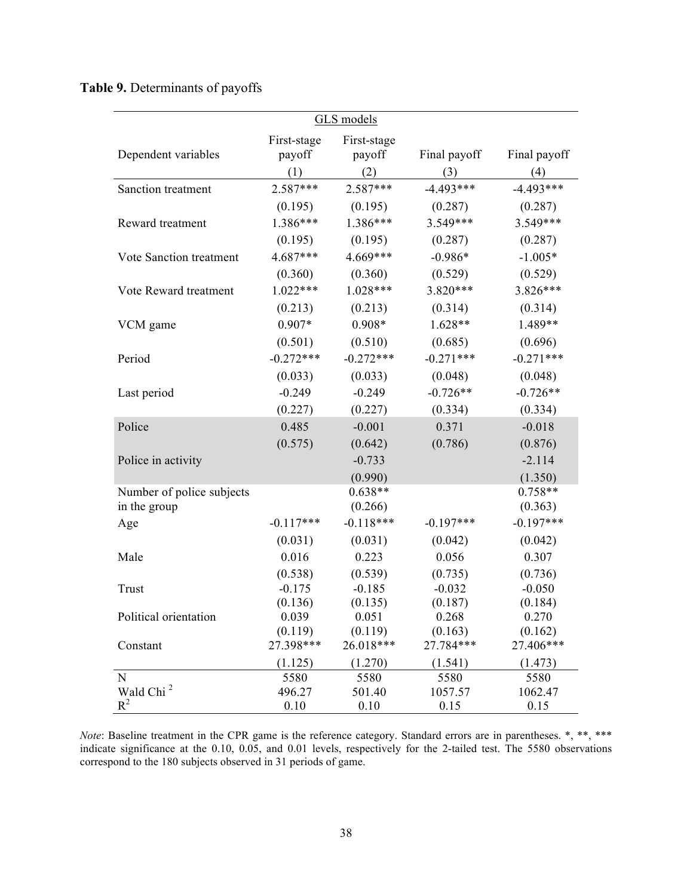**Table 9.** Determinants of payoffs

| | GLS models | | | |
|---|---|---|---|---|
| Dependent variables | First-stage payoff (1) | First-stage payoff (2) | Final payoff (3) | Final payoff (4) |
| Sanction treatment | 2.587*** | 2.587*** | -4.493*** | -4.493*** |
| | (0.195) | (0.195) | (0.287) | (0.287) |
| Reward treatment | 1.386*** | 1.386*** | 3.549*** | 3.549*** |
| | (0.195) | (0.195) | (0.287) | (0.287) |
| Vote Sanction treatment | 4.687*** | 4.669*** | -0.986* | -1.005* |
| | (0.360) | (0.360) | (0.529) | (0.529) |
| Vote Reward treatment | 1.022*** | 1.028*** | 3.820*** | 3.826*** |
| | (0.213) | (0.213) | (0.314) | (0.314) |
| VCM game | 0.907* | 0.908* | 1.628** | 1.489** |
| | (0.501) | (0.510) | (0.685) | (0.696) |
| Period | -0.272*** | -0.272*** | -0.271*** | -0.271*** |
| | (0.033) | (0.033) | (0.048) | (0.048) |
| Last period | -0.249 | -0.249 | -0.726** | -0.726** |
| | (0.227) | (0.227) | (0.334) | (0.334) |
| Police | 0.485 | -0.001 | 0.371 | -0.018 |
| | (0.575) | (0.642) | (0.786) | (0.876) |
| Police in activity | | -0.733 | | -2.114 |
| | | (0.990) | | (1.350) |
| Number of police subjects in the group | | 0.638** | | 0.758** |
| | | (0.266) | | (0.363) |
| Age | -0.117*** | -0.118*** | -0.197*** | -0.197*** |
| | (0.031) | (0.031) | (0.042) | (0.042) |
| Male | 0.016 | 0.223 | 0.056 | 0.307 |
| | (0.538) | (0.539) | (0.735) | (0.736) |
| Trust | -0.175 | -0.185 | -0.032 | -0.050 |
| | (0.136) | (0.135) | (0.187) | (0.184) |
| Political orientation | 0.039 | 0.051 | 0.268 | 0.270 |
| | (0.119) | (0.119) | (0.163) | (0.162) |
| Constant | 27.398*** | 26.018*** | 27.784*** | 27.406*** |
| | (1.125) | (1.270) | (1.541) | (1.473) |
| N | 5580 | 5580 | 5580 | 5580 |
| Wald Chi $^2$ | 496.27 | 501.40 | 1057.57 | 1062.47 |
| $R^2$ | 0.10 | 0.10 | 0.15 | 0.15 |

*Note*: Baseline treatment in the CPR game is the reference category. Standard errors are in parentheses. *, **, *** indicate significance at the 0.10, 0.05, and 0.01 levels, respectively for the 2-tailed test. The 5580 observations correspond to the 180 subjects observed in 31 periods of game.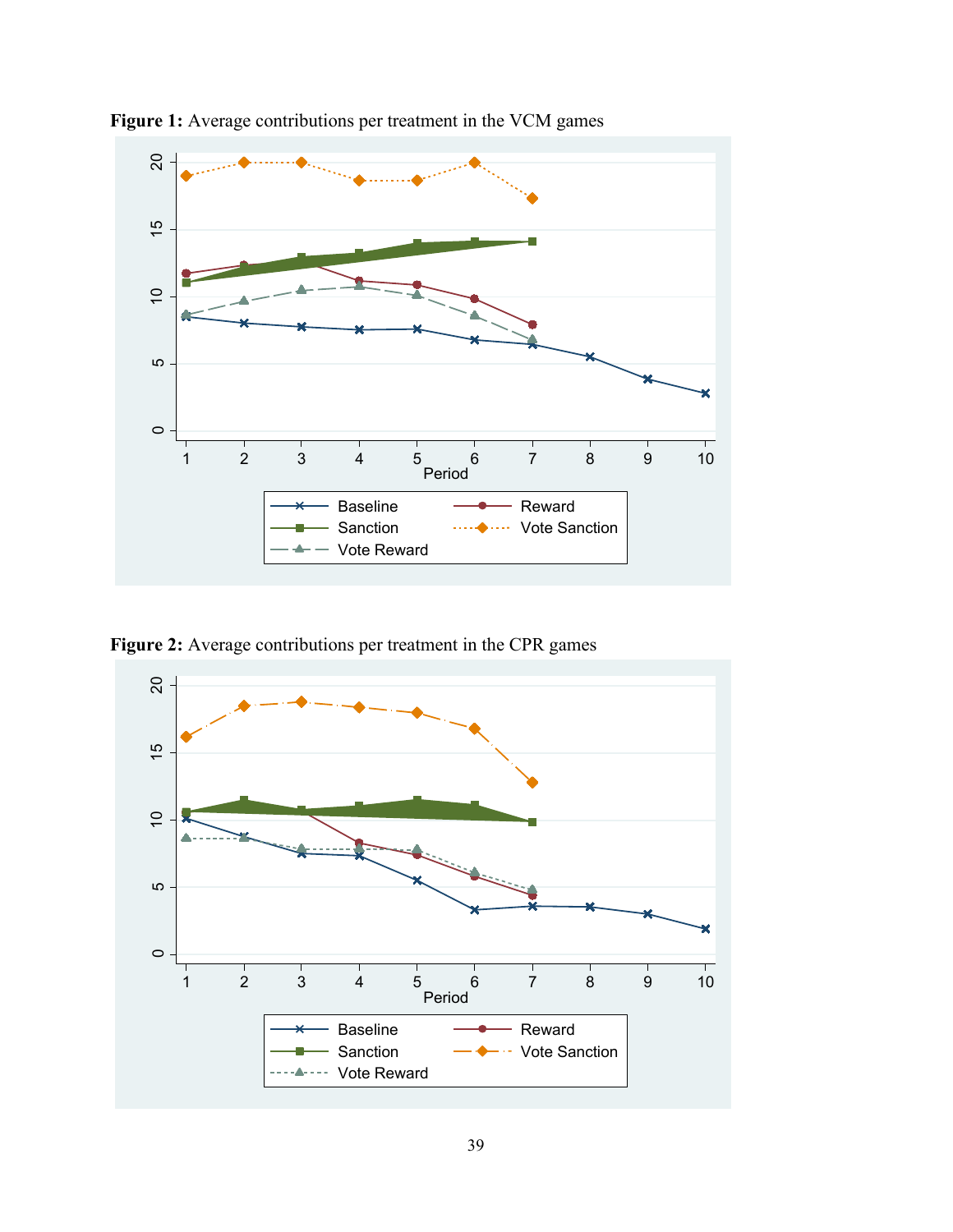**Figure 1:** Average contributions per treatment in the VCM games

**Figure 2:** Average contributions per treatment in the CPR games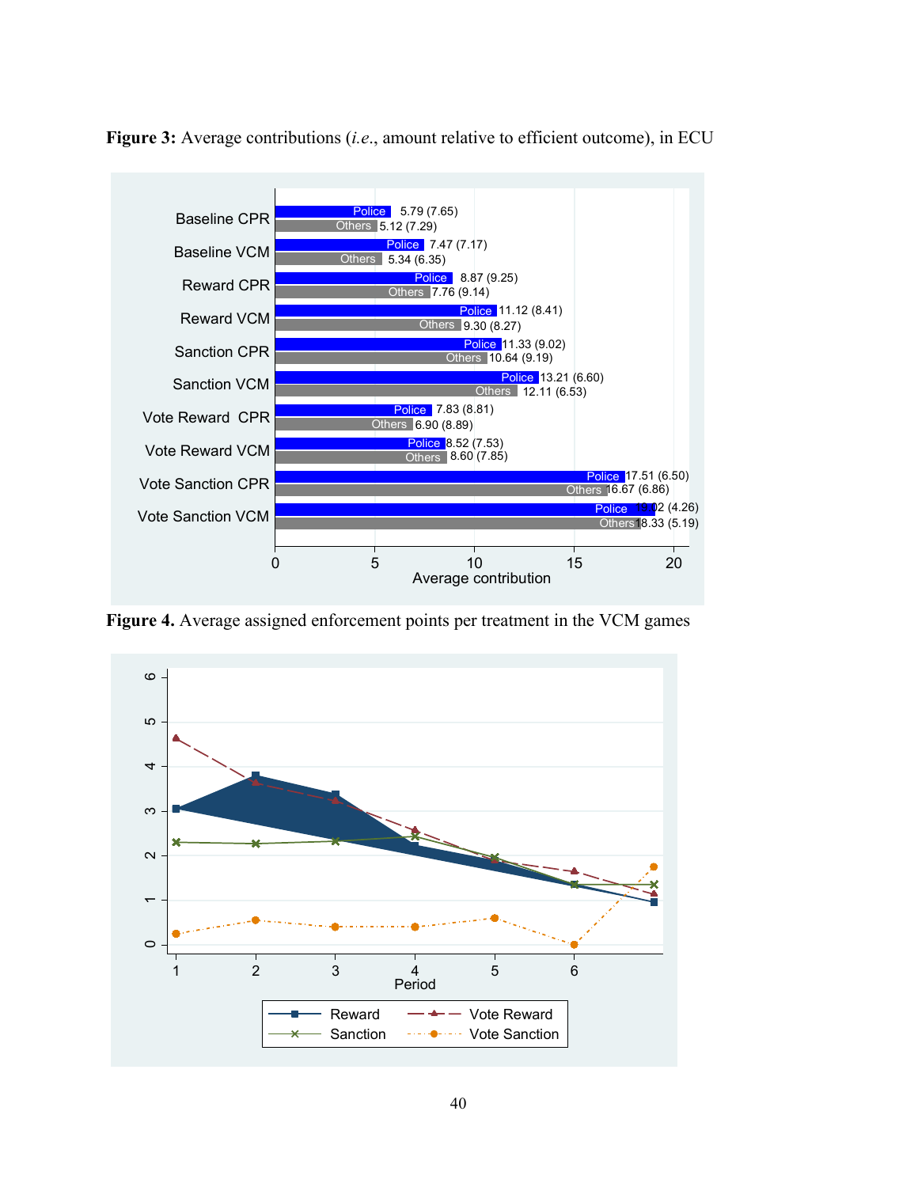**Figure 3:** Average contributions (*i.e.*, amount relative to efficient outcome), in ECU

| Treatment | Police | Others |
| --- | --- | --- |
| Baseline CPR | 5.79 (7.65) | 5.12 (7.29) |
| Baseline VCM | 7.47 (7.17) | 5.34 (6.35) |
| Reward CPR | 8.87 (9.25) | 7.76 (9.14) |
| Reward VCM | 11.12 (8.41) | 9.30 (8.27) |
| Sanction CPR | 11.33 (9.02) | 10.64 (9.19) |
| Sanction VCM | 13.21 (6.60) | 12.11 (6.53) |
| Vote Reward CPR | 7.83 (8.81) | 6.90 (8.89) |
| Vote Reward VCM | 8.52 (7.53) | 8.60 (7.85) |
| Vote Sanction CPR | 17.51 (6.50) | 16.67 (6.86) |
| Vote Sanction VCM | 19.02 (4.26) | 18.33 (5.19) |

**Figure 4.** Average assigned enforcement points per treatment in the VCM games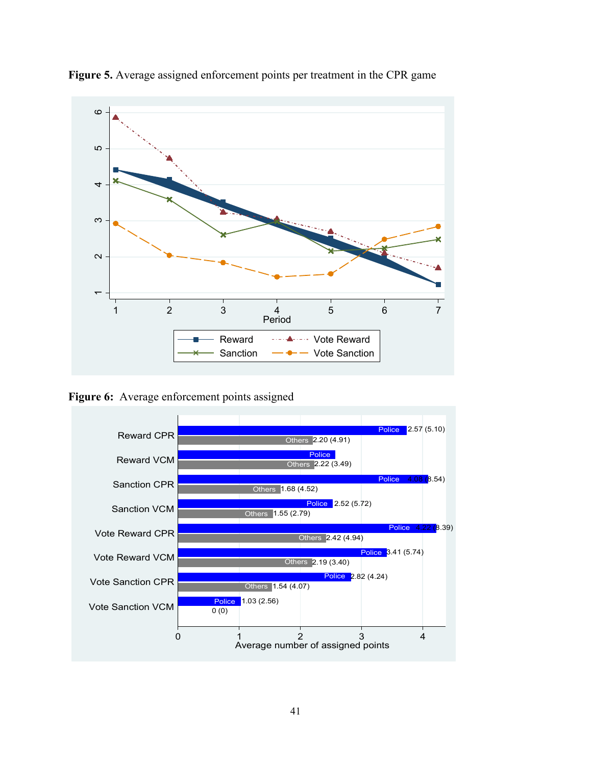**Figure 5.** Average assigned enforcement points per treatment in the CPR game

6
5
4
3
2
1

1 2 3 4 5 6 7
Period

Reward
Sanction
Vote Reward
Vote Sanction

**Figure 6:** Average enforcement points assigned

Reward CPR
Police 2.57 (5.10)
Others 2.20 (4.91)

Reward VCM
Police
Others 2.22 (3.49)

Sanction CPR
Police 4.08 (8.54)
Others 1.68 (4.52)

Sanction VCM
Police 2.52 (5.72)
Others 1.55 (2.79)

Vote Reward CPR
Police 4.22 (8.39)
Others 2.42 (4.94)

Vote Reward VCM
Police 3.41 (5.74)
Others 2.19 (3.40)

Vote Sanction CPR
Police 2.82 (4.24)
Others 1.54 (4.07)

Vote Sanction VCM
Police 1.03 (2.56)
0 (0)

0 1 2 3 4
Average number of assigned points